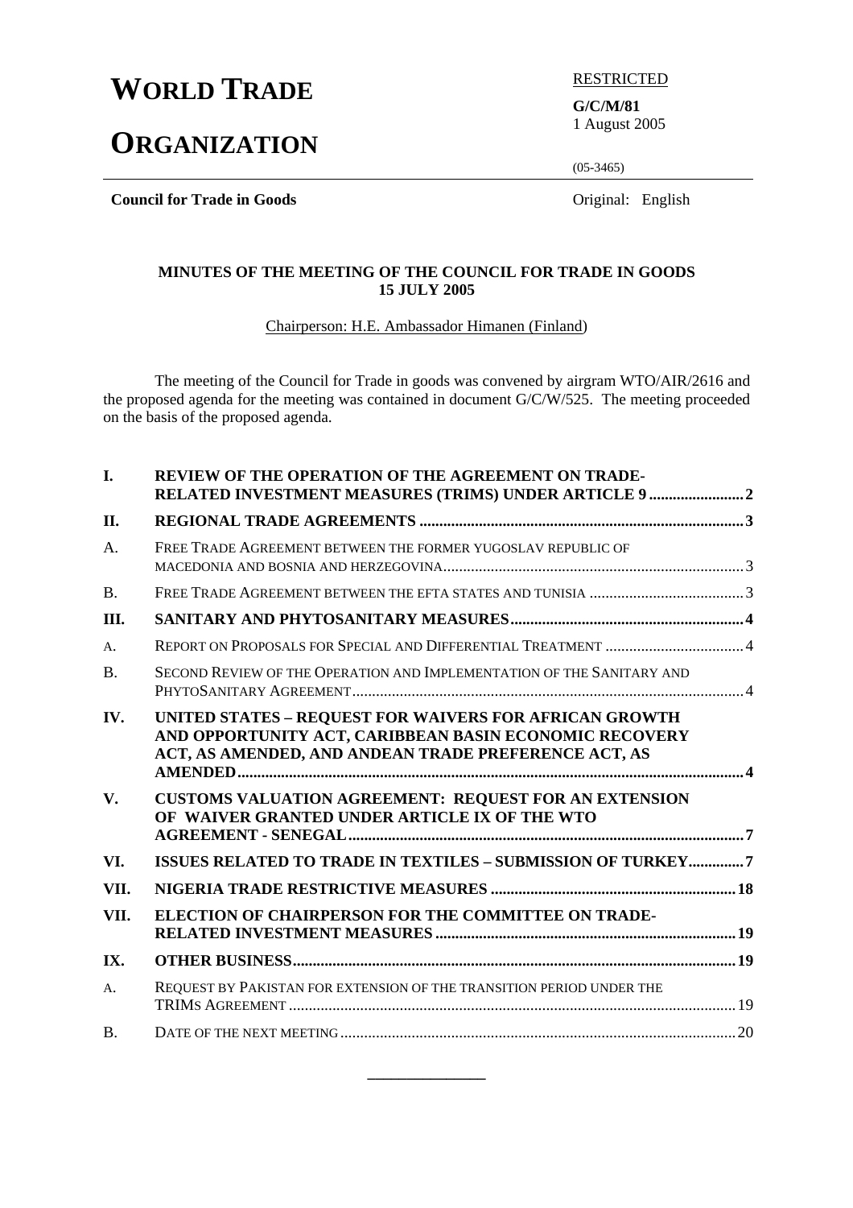# WORLD TRADE ORGANIZATION

RESTRICTED

**G/C/M/81**
1 August 2005

(05-3465)

**Council for Trade in Goods**

Original: English

**MINUTES OF THE MEETING OF THE COUNCIL FOR TRADE IN GOODS**
**15 JULY 2005**

Chairperson: H.E. Ambassador Himanen (Finland)

The meeting of the Council for Trade in goods was convened by airgram WTO/AIR/2616 and the proposed agenda for the meeting was contained in document G/C/W/525. The meeting proceeded on the basis of the proposed agenda.

| | | |
|---|---|---|
| **I.** | **REVIEW OF THE OPERATION OF THE AGREEMENT ON TRADE-RELATED INVESTMENT MEASURES (TRIMS) UNDER ARTICLE 9** | **2** |
| **II.** | **REGIONAL TRADE AGREEMENTS** | **3** |
| A. | FREE TRADE AGREEMENT BETWEEN THE FORMER YUGOSLAV REPUBLIC OF MACEDONIA AND BOSNIA AND HERZEGOVINA | 3 |
| B. | FREE TRADE AGREEMENT BETWEEN THE EFTA STATES AND TUNISIA | 3 |
| **III.** | **SANITARY AND PHYTOSANITARY MEASURES** | **4** |
| A. | REPORT ON PROPOSALS FOR SPECIAL AND DIFFERENTIAL TREATMENT | 4 |
| B. | SECOND REVIEW OF THE OPERATION AND IMPLEMENTATION OF THE SANITARY AND PHYTOSANITARY AGREEMENT | 4 |
| **IV.** | **UNITED STATES – REQUEST FOR WAIVERS FOR AFRICAN GROWTH AND OPPORTUNITY ACT, CARIBBEAN BASIN ECONOMIC RECOVERY ACT, AS AMENDED, AND ANDEAN TRADE PREFERENCE ACT, AS AMENDED** | **4** |
| **V.** | **CUSTOMS VALUATION AGREEMENT: REQUEST FOR AN EXTENSION OF WAIVER GRANTED UNDER ARTICLE IX OF THE WTO AGREEMENT - SENEGAL** | **7** |
| **VI.** | **ISSUES RELATED TO TRADE IN TEXTILES – SUBMISSION OF TURKEY** | **7** |
| **VII.** | **NIGERIA TRADE RESTRICTIVE MEASURES** | **18** |
| **VII.** | **ELECTION OF CHAIRPERSON FOR THE COMMITTEE ON TRADE-RELATED INVESTMENT MEASURES** | **19** |
| **IX.** | **OTHER BUSINESS** | **19** |
| A. | REQUEST BY PAKISTAN FOR EXTENSION OF THE TRANSITION PERIOD UNDER THE TRIMS AGREEMENT | 19 |
| B. | DATE OF THE NEXT MEETING | 20 |

\_\_\_\_\_\_\_\_\_\_\_\_\_\_\_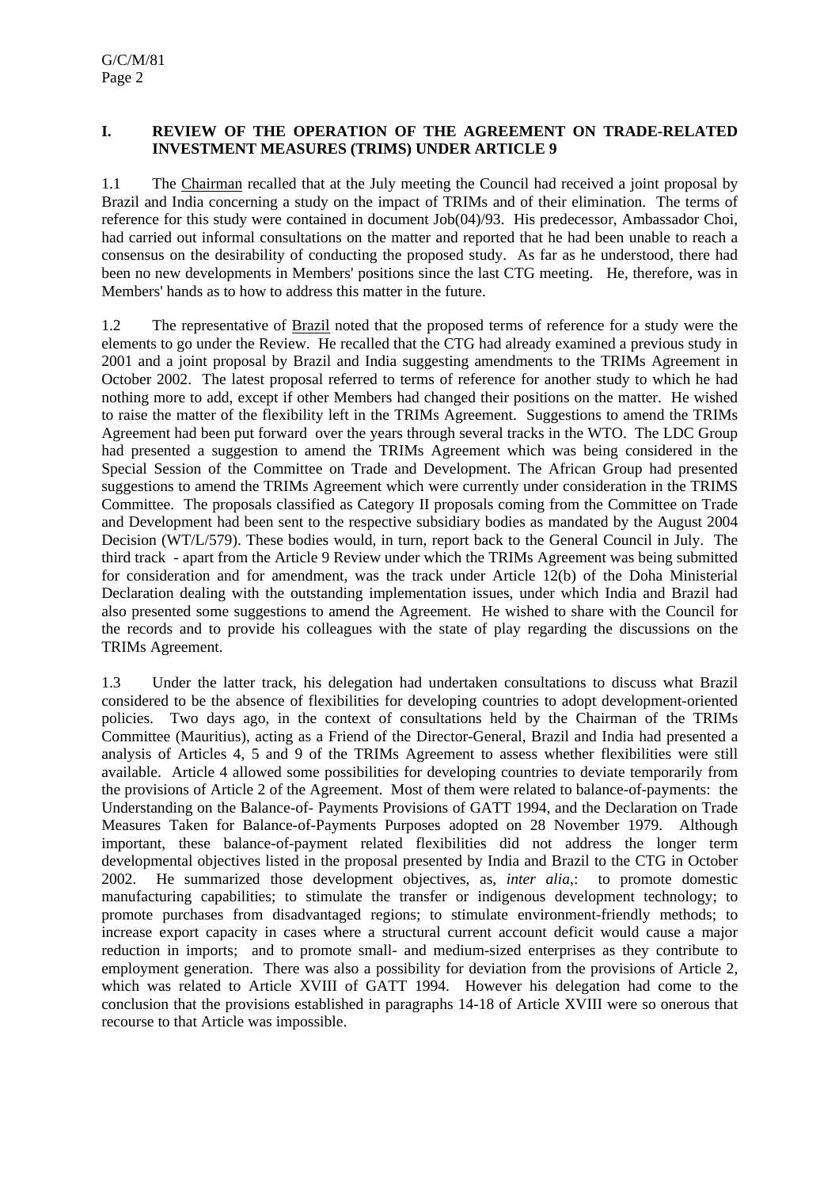## I. REVIEW OF THE OPERATION OF THE AGREEMENT ON TRADE-RELATED INVESTMENT MEASURES (TRIMS) UNDER ARTICLE 9

1.1 The Chairman recalled that at the July meeting the Council had received a joint proposal by Brazil and India concerning a study on the impact of TRIMs and of their elimination. The terms of reference for this study were contained in document Job(04)/93. His predecessor, Ambassador Choi, had carried out informal consultations on the matter and reported that he had been unable to reach a consensus on the desirability of conducting the proposed study. As far as he understood, there had been no new developments in Members' positions since the last CTG meeting. He, therefore, was in Members' hands as to how to address this matter in the future.

1.2 The representative of Brazil noted that the proposed terms of reference for a study were the elements to go under the Review. He recalled that the CTG had already examined a previous study in 2001 and a joint proposal by Brazil and India suggesting amendments to the TRIMs Agreement in October 2002. The latest proposal referred to terms of reference for another study to which he had nothing more to add, except if other Members had changed their positions on the matter. He wished to raise the matter of the flexibility left in the TRIMs Agreement. Suggestions to amend the TRIMs Agreement had been put forward over the years through several tracks in the WTO. The LDC Group had presented a suggestion to amend the TRIMs Agreement which was being considered in the Special Session of the Committee on Trade and Development. The African Group had presented suggestions to amend the TRIMs Agreement which were currently under consideration in the TRIMS Committee. The proposals classified as Category II proposals coming from the Committee on Trade and Development had been sent to the respective subsidiary bodies as mandated by the August 2004 Decision (WT/L/579). These bodies would, in turn, report back to the General Council in July. The third track - apart from the Article 9 Review under which the TRIMs Agreement was being submitted for consideration and for amendment, was the track under Article 12(b) of the Doha Ministerial Declaration dealing with the outstanding implementation issues, under which India and Brazil had also presented some suggestions to amend the Agreement. He wished to share with the Council for the records and to provide his colleagues with the state of play regarding the discussions on the TRIMs Agreement.

1.3 Under the latter track, his delegation had undertaken consultations to discuss what Brazil considered to be the absence of flexibilities for developing countries to adopt development-oriented policies. Two days ago, in the context of consultations held by the Chairman of the TRIMs Committee (Mauritius), acting as a Friend of the Director-General, Brazil and India had presented a analysis of Articles 4, 5 and 9 of the TRIMs Agreement to assess whether flexibilities were still available. Article 4 allowed some possibilities for developing countries to deviate temporarily from the provisions of Article 2 of the Agreement. Most of them were related to balance-of-payments: the Understanding on the Balance-of- Payments Provisions of GATT 1994, and the Declaration on Trade Measures Taken for Balance-of-Payments Purposes adopted on 28 November 1979. Although important, these balance-of-payment related flexibilities did not address the longer term developmental objectives listed in the proposal presented by India and Brazil to the CTG in October 2002. He summarized those development objectives, as, *inter alia*,: to promote domestic manufacturing capabilities; to stimulate the transfer or indigenous development technology; to promote purchases from disadvantaged regions; to stimulate environment-friendly methods; to increase export capacity in cases where a structural current account deficit would cause a major reduction in imports; and to promote small- and medium-sized enterprises as they contribute to employment generation. There was also a possibility for deviation from the provisions of Article 2, which was related to Article XVIII of GATT 1994. However his delegation had come to the conclusion that the provisions established in paragraphs 14-18 of Article XVIII were so onerous that recourse to that Article was impossible.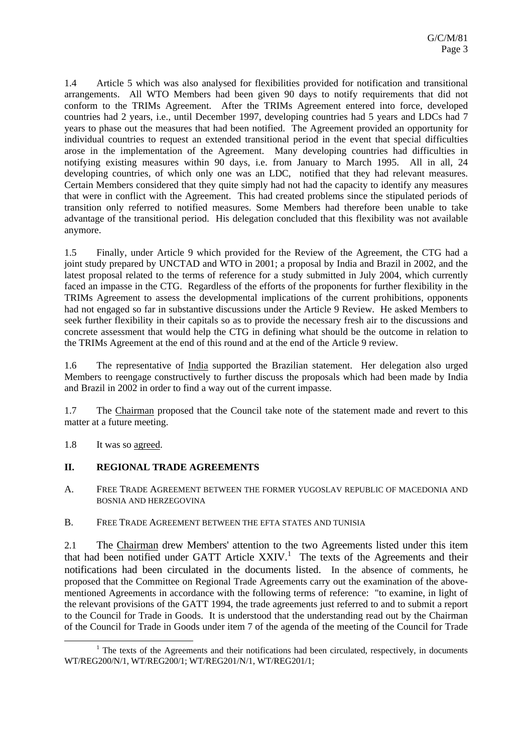1.4 Article 5 which was also analysed for flexibilities provided for notification and transitional arrangements. All WTO Members had been given 90 days to notify requirements that did not conform to the TRIMs Agreement. After the TRIMs Agreement entered into force, developed countries had 2 years, i.e., until December 1997, developing countries had 5 years and LDCs had 7 years to phase out the measures that had been notified. The Agreement provided an opportunity for individual countries to request an extended transitional period in the event that special difficulties arose in the implementation of the Agreement. Many developing countries had difficulties in notifying existing measures within 90 days, i.e. from January to March 1995. All in all, 24 developing countries, of which only one was an LDC, notified that they had relevant measures. Certain Members considered that they quite simply had not had the capacity to identify any measures that were in conflict with the Agreement. This had created problems since the stipulated periods of transition only referred to notified measures. Some Members had therefore been unable to take advantage of the transitional period. His delegation concluded that this flexibility was not available anymore.

1.5 Finally, under Article 9 which provided for the Review of the Agreement, the CTG had a joint study prepared by UNCTAD and WTO in 2001; a proposal by India and Brazil in 2002, and the latest proposal related to the terms of reference for a study submitted in July 2004, which currently faced an impasse in the CTG. Regardless of the efforts of the proponents for further flexibility in the TRIMs Agreement to assess the developmental implications of the current prohibitions, opponents had not engaged so far in substantive discussions under the Article 9 Review. He asked Members to seek further flexibility in their capitals so as to provide the necessary fresh air to the discussions and concrete assessment that would help the CTG in defining what should be the outcome in relation to the TRIMs Agreement at the end of this round and at the end of the Article 9 review.

1.6 The representative of India supported the Brazilian statement. Her delegation also urged Members to reengage constructively to further discuss the proposals which had been made by India and Brazil in 2002 in order to find a way out of the current impasse.

1.7 The Chairman proposed that the Council take note of the statement made and revert to this matter at a future meeting.

1.8 It was so agreed.

## II. REGIONAL TRADE AGREEMENTS

A. FREE TRADE AGREEMENT BETWEEN THE FORMER YUGOSLAV REPUBLIC OF MACEDONIA AND BOSNIA AND HERZEGOVINA

B. FREE TRADE AGREEMENT BETWEEN THE EFTA STATES AND TUNISIA

2.1 The Chairman drew Members' attention to the two Agreements listed under this item that had been notified under GATT Article XXIV.[1] The texts of the Agreements and their notifications had been circulated in the documents listed. In the absence of comments, he proposed that the Committee on Regional Trade Agreements carry out the examination of the above-mentioned Agreements in accordance with the following terms of reference: "to examine, in light of the relevant provisions of the GATT 1994, the trade agreements just referred to and to submit a report to the Council for Trade in Goods. It is understood that the understanding read out by the Chairman of the Council for Trade in Goods under item 7 of the agenda of the meeting of the Council for Trade

[1] The texts of the Agreements and their notifications had been circulated, respectively, in documents WT/REG200/N/1, WT/REG200/1; WT/REG201/N/1, WT/REG201/1;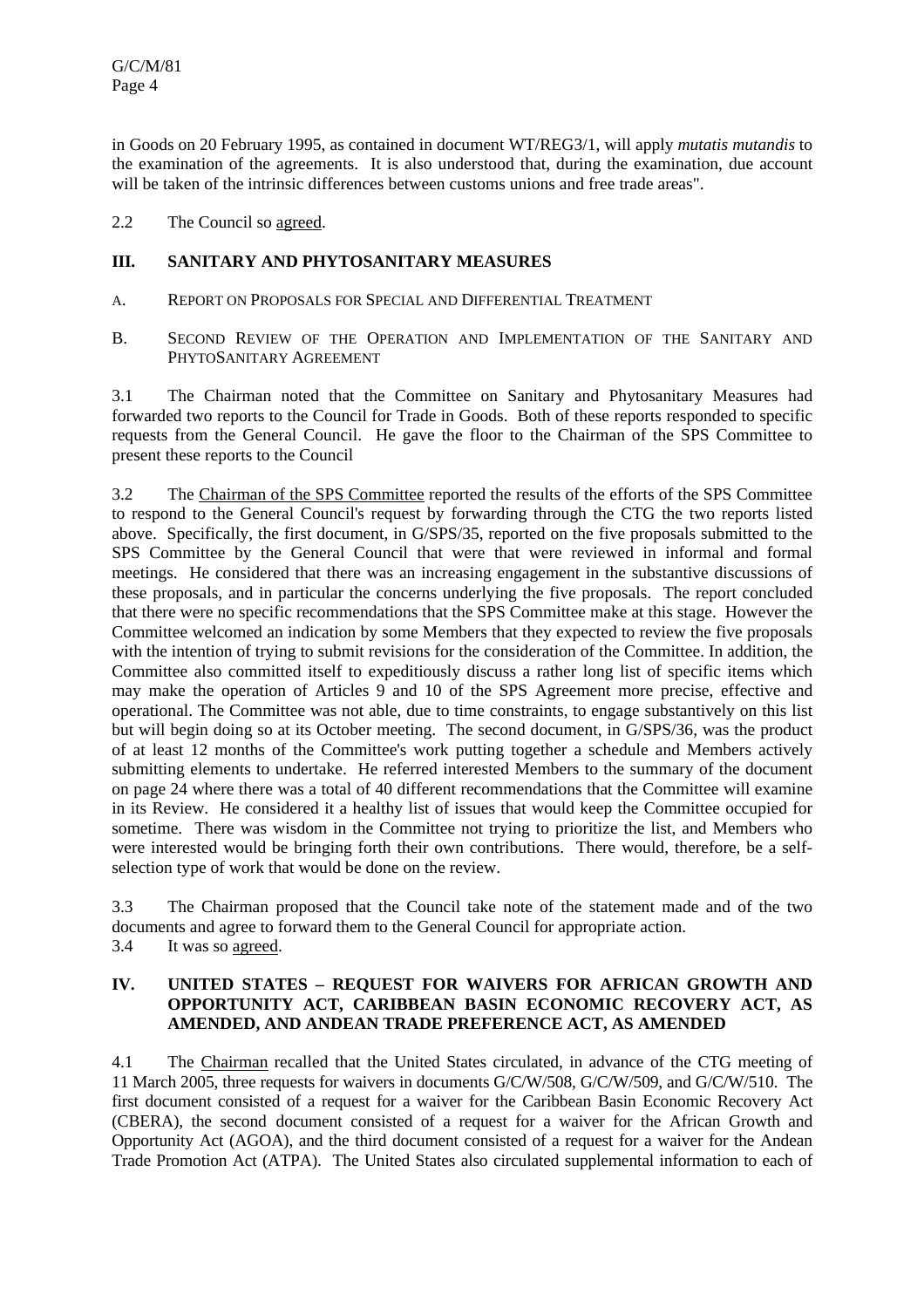in Goods on 20 February 1995, as contained in document WT/REG3/1, will apply *mutatis mutandis* to the examination of the agreements. It is also understood that, during the examination, due account will be taken of the intrinsic differences between customs unions and free trade areas".

2.2 The Council so agreed.

## III. SANITARY AND PHYTOSANITARY MEASURES

A. REPORT ON PROPOSALS FOR SPECIAL AND DIFFERENTIAL TREATMENT

B. SECOND REVIEW OF THE OPERATION AND IMPLEMENTATION OF THE SANITARY AND PHYTOSANITARY AGREEMENT

3.1 The Chairman noted that the Committee on Sanitary and Phytosanitary Measures had forwarded two reports to the Council for Trade in Goods. Both of these reports responded to specific requests from the General Council. He gave the floor to the Chairman of the SPS Committee to present these reports to the Council

3.2 The Chairman of the SPS Committee reported the results of the efforts of the SPS Committee to respond to the General Council's request by forwarding through the CTG the two reports listed above. Specifically, the first document, in G/SPS/35, reported on the five proposals submitted to the SPS Committee by the General Council that were that were reviewed in informal and formal meetings. He considered that there was an increasing engagement in the substantive discussions of these proposals, and in particular the concerns underlying the five proposals. The report concluded that there were no specific recommendations that the SPS Committee make at this stage. However the Committee welcomed an indication by some Members that they expected to review the five proposals with the intention of trying to submit revisions for the consideration of the Committee. In addition, the Committee also committed itself to expeditiously discuss a rather long list of specific items which may make the operation of Articles 9 and 10 of the SPS Agreement more precise, effective and operational. The Committee was not able, due to time constraints, to engage substantively on this list but will begin doing so at its October meeting. The second document, in G/SPS/36, was the product of at least 12 months of the Committee's work putting together a schedule and Members actively submitting elements to undertake. He referred interested Members to the summary of the document on page 24 where there was a total of 40 different recommendations that the Committee will examine in its Review. He considered it a healthy list of issues that would keep the Committee occupied for sometime. There was wisdom in the Committee not trying to prioritize the list, and Members who were interested would be bringing forth their own contributions. There would, therefore, be a self-selection type of work that would be done on the review.

3.3 The Chairman proposed that the Council take note of the statement made and of the two documents and agree to forward them to the General Council for appropriate action.

3.4 It was so agreed.

## IV. UNITED STATES – REQUEST FOR WAIVERS FOR AFRICAN GROWTH AND OPPORTUNITY ACT, CARIBBEAN BASIN ECONOMIC RECOVERY ACT, AS AMENDED, AND ANDEAN TRADE PREFERENCE ACT, AS AMENDED

4.1 The Chairman recalled that the United States circulated, in advance of the CTG meeting of 11 March 2005, three requests for waivers in documents G/C/W/508, G/C/W/509, and G/C/W/510. The first document consisted of a request for a waiver for the Caribbean Basin Economic Recovery Act (CBERA), the second document consisted of a request for a waiver for the African Growth and Opportunity Act (AGOA), and the third document consisted of a request for a waiver for the Andean Trade Promotion Act (ATPA). The United States also circulated supplemental information to each of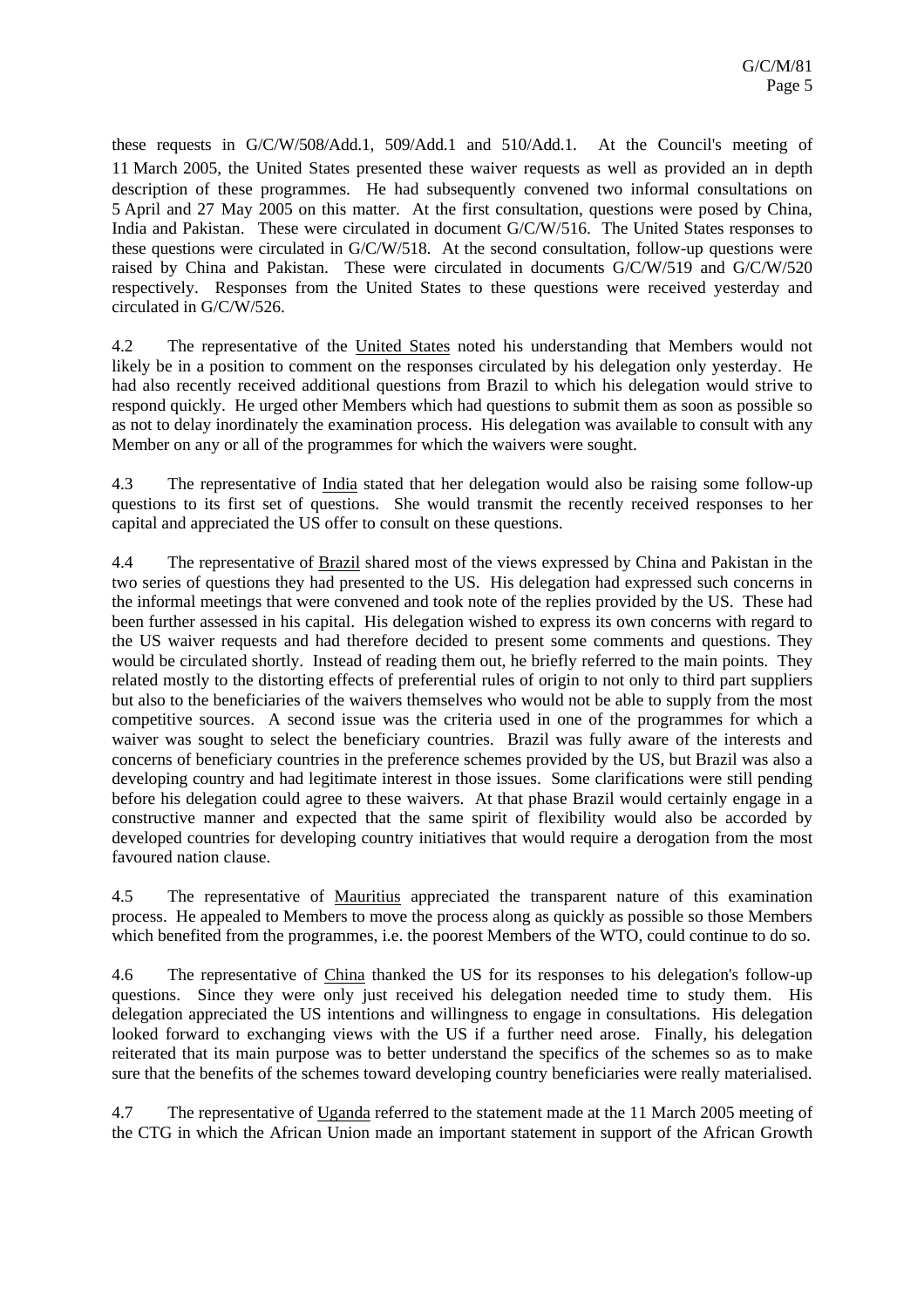these requests in G/C/W/508/Add.1, 509/Add.1 and 510/Add.1. At the Council's meeting of 11 March 2005, the United States presented these waiver requests as well as provided an in depth description of these programmes. He had subsequently convened two informal consultations on 5 April and 27 May 2005 on this matter. At the first consultation, questions were posed by China, India and Pakistan. These were circulated in document G/C/W/516. The United States responses to these questions were circulated in G/C/W/518. At the second consultation, follow-up questions were raised by China and Pakistan. These were circulated in documents G/C/W/519 and G/C/W/520 respectively. Responses from the United States to these questions were received yesterday and circulated in G/C/W/526.

4.2 The representative of United States noted his understanding that Members would not likely be in a position to comment on the responses circulated by his delegation only yesterday. He had also recently received additional questions from Brazil to which his delegation would strive to respond quickly. He urged other Members which had questions to submit them as soon as possible so as not to delay inordinately the examination process. His delegation was available to consult with any Member on any or all of the programmes for which the waivers were sought.

4.3 The representative of India stated that her delegation would also be raising some follow-up questions to its first set of questions. She would transmit the recently received responses to her capital and appreciated the US offer to consult on these questions.

4.4 The representative of Brazil shared most of the views expressed by China and Pakistan in the two series of questions they had presented to the US. His delegation had expressed such concerns in the informal meetings that were convened and took note of the replies provided by the US. These had been further assessed in his capital. His delegation wished to express its own concerns with regard to the US waiver requests and had therefore decided to present some comments and questions. They would be circulated shortly. Instead of reading them out, he briefly referred to the main points. They related mostly to the distorting effects of preferential rules of origin to not only to third part suppliers but also to the beneficiaries of the waivers themselves who would not be able to supply from the most competitive sources. A second issue was the criteria used in one of the programmes for which a waiver was sought to select the beneficiary countries. Brazil was fully aware of the interests and concerns of beneficiary countries in the preference schemes provided by the US, but Brazil was also a developing country and had legitimate interest in those issues. Some clarifications were still pending before his delegation could agree to these waivers. At that phase Brazil would certainly engage in a constructive manner and expected that the same spirit of flexibility would also be accorded by developed countries for developing country initiatives that would require a derogation from the most favoured nation clause.

4.5 The representative of Mauritius appreciated the transparent nature of this examination process. He appealed to Members to move the process along as quickly as possible so those Members which benefited from the programmes, i.e. the poorest Members of the WTO, could continue to do so.

4.6 The representative of China thanked the US for its responses to his delegation's follow-up questions. Since they were only just received his delegation needed time to study them. His delegation appreciated the US intentions and willingness to engage in consultations. His delegation looked forward to exchanging views with the US if a further need arose. Finally, his delegation reiterated that its main purpose was to better understand the specifics of the schemes so as to make sure that the benefits of the schemes toward developing country beneficiaries were really materialised.

4.7 The representative of Uganda referred to the statement made at the 11 March 2005 meeting of the CTG in which the African Union made an important statement in support of the African Growth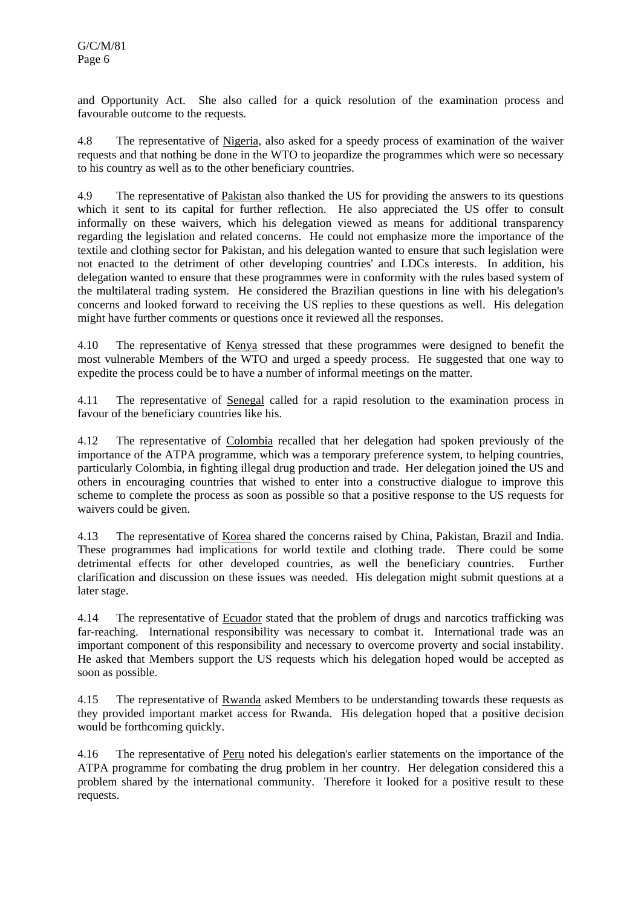and Opportunity Act. She also called for a quick resolution of the examination process and favourable outcome to the requests.

4.8 The representative of Nigeria, also asked for a speedy process of examination of the waiver requests and that nothing be done in the WTO to jeopardize the programmes which were so necessary to his country as well as to the other beneficiary countries.

4.9 The representative of Pakistan also thanked the US for providing the answers to its questions which it sent to its capital for further reflection. He also appreciated the US offer to consult informally on these waivers, which his delegation viewed as means for additional transparency regarding the legislation and related concerns. He could not emphasize more the importance of the textile and clothing sector for Pakistan, and his delegation wanted to ensure that such legislation were not enacted to the detriment of other developing countries' and LDCs interests. In addition, his delegation wanted to ensure that these programmes were in conformity with the rules based system of the multilateral trading system. He considered the Brazilian questions in line with his delegation's concerns and looked forward to receiving the US replies to these questions as well. His delegation might have further comments or questions once it reviewed all the responses.

4.10 The representative of Kenya stressed that these programmes were designed to benefit the most vulnerable Members of the WTO and urged a speedy process. He suggested that one way to expedite the process could be to have a number of informal meetings on the matter.

4.11 The representative of Senegal called for a rapid resolution to the examination process in favour of the beneficiary countries like his.

4.12 The representative of Colombia recalled that her delegation had spoken previously of the importance of the ATPA programme, which was a temporary preference system, to helping countries, particularly Colombia, in fighting illegal drug production and trade. Her delegation joined the US and others in encouraging countries that wished to enter into a constructive dialogue to improve this scheme to complete the process as soon as possible so that a positive response to the US requests for waivers could be given.

4.13 The representative of Korea shared the concerns raised by China, Pakistan, Brazil and India. These programmes had implications for world textile and clothing trade. There could be some detrimental effects for other developed countries, as well the beneficiary countries. Further clarification and discussion on these issues was needed. His delegation might submit questions at a later stage.

4.14 The representative of Ecuador stated that the problem of drugs and narcotics trafficking was far-reaching. International responsibility was necessary to combat it. International trade was an important component of this responsibility and necessary to overcome proverty and social instability. He asked that Members support the US requests which his delegation hoped would be accepted as soon as possible.

4.15 The representative of Rwanda asked Members to be understanding towards these requests as they provided important market access for Rwanda. His delegation hoped that a positive decision would be forthcoming quickly.

4.16 The representative of Peru noted his delegation's earlier statements on the importance of the ATPA programme for combating the drug problem in her country. Her delegation considered this a problem shared by the international community. Therefore it looked for a positive result to these requests.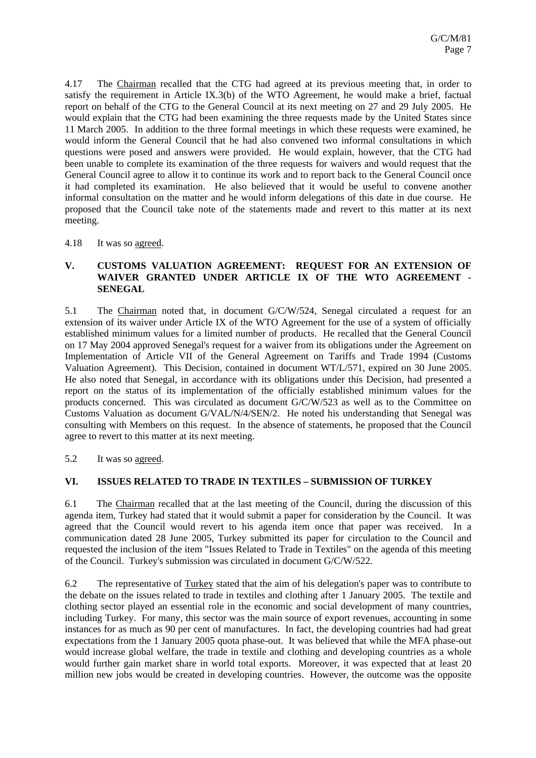4.17 The Chairman recalled that the CTG had agreed at its previous meeting that, in order to satisfy the requirement in Article IX.3(b) of the WTO Agreement, he would make a brief, factual report on behalf of the CTG to the General Council at its next meeting on 27 and 29 July 2005. He would explain that the CTG had been examining the three requests made by the United States since 11 March 2005. In addition to the three formal meetings in which these requests were examined, he would inform the General Council that he had also convened two informal consultations in which questions were posed and answers were provided. He would explain, however, that the CTG had been unable to complete its examination of the three requests for waivers and would request that the General Council agree to allow it to continue its work and to report back to the General Council once it had completed its examination. He also believed that it would be useful to convene another informal consultation on the matter and he would inform delegations of this date in due course. He proposed that the Council take note of the statements made and revert to this matter at its next meeting.

4.18 It was so agreed.

## V. CUSTOMS VALUATION AGREEMENT: REQUEST FOR AN EXTENSION OF WAIVER GRANTED UNDER ARTICLE IX OF THE WTO AGREEMENT - SENEGAL

5.1 The Chairman noted that, in document G/C/W/524, Senegal circulated a request for an extension of its waiver under Article IX of the WTO Agreement for the use of a system of officially established minimum values for a limited number of products. He recalled that the General Council on 17 May 2004 approved Senegal's request for a waiver from its obligations under the Agreement on Implementation of Article VII of the General Agreement on Tariffs and Trade 1994 (Customs Valuation Agreement). This Decision, contained in document WT/L/571, expired on 30 June 2005. He also noted that Senegal, in accordance with its obligations under this Decision, had presented a report on the status of its implementation of the officially established minimum values for the products concerned. This was circulated as document G/C/W/523 as well as to the Committee on Customs Valuation as document G/VAL/N/4/SEN/2. He noted his understanding that Senegal was consulting with Members on this request. In the absence of statements, he proposed that the Council agree to revert to this matter at its next meeting.

5.2 It was so agreed.

## VI. ISSUES RELATED TO TRADE IN TEXTILES – SUBMISSION OF TURKEY

6.1 The Chairman recalled that at the last meeting of the Council, during the discussion of this agenda item, Turkey had stated that it would submit a paper for consideration by the Council. It was agreed that the Council would revert to his agenda item once that paper was received. In a communication dated 28 June 2005, Turkey submitted its paper for circulation to the Council and requested the inclusion of the item "Issues Related to Trade in Textiles" on the agenda of this meeting of the Council. Turkey's submission was circulated in document G/C/W/522.

6.2 The representative of Turkey stated that the aim of his delegation's paper was to contribute to the debate on the issues related to trade in textiles and clothing after 1 January 2005. The textile and clothing sector played an essential role in the economic and social development of many countries, including Turkey. For many, this sector was the main source of export revenues, accounting in some instances for as much as 90 per cent of manufactures. In fact, the developing countries had had great expectations from the 1 January 2005 quota phase-out. It was believed that while the MFA phase-out would increase global welfare, the trade in textile and clothing and developing countries as a whole would further gain market share in world total exports. Moreover, it was expected that at least 20 million new jobs would be created in developing countries. However, the outcome was the opposite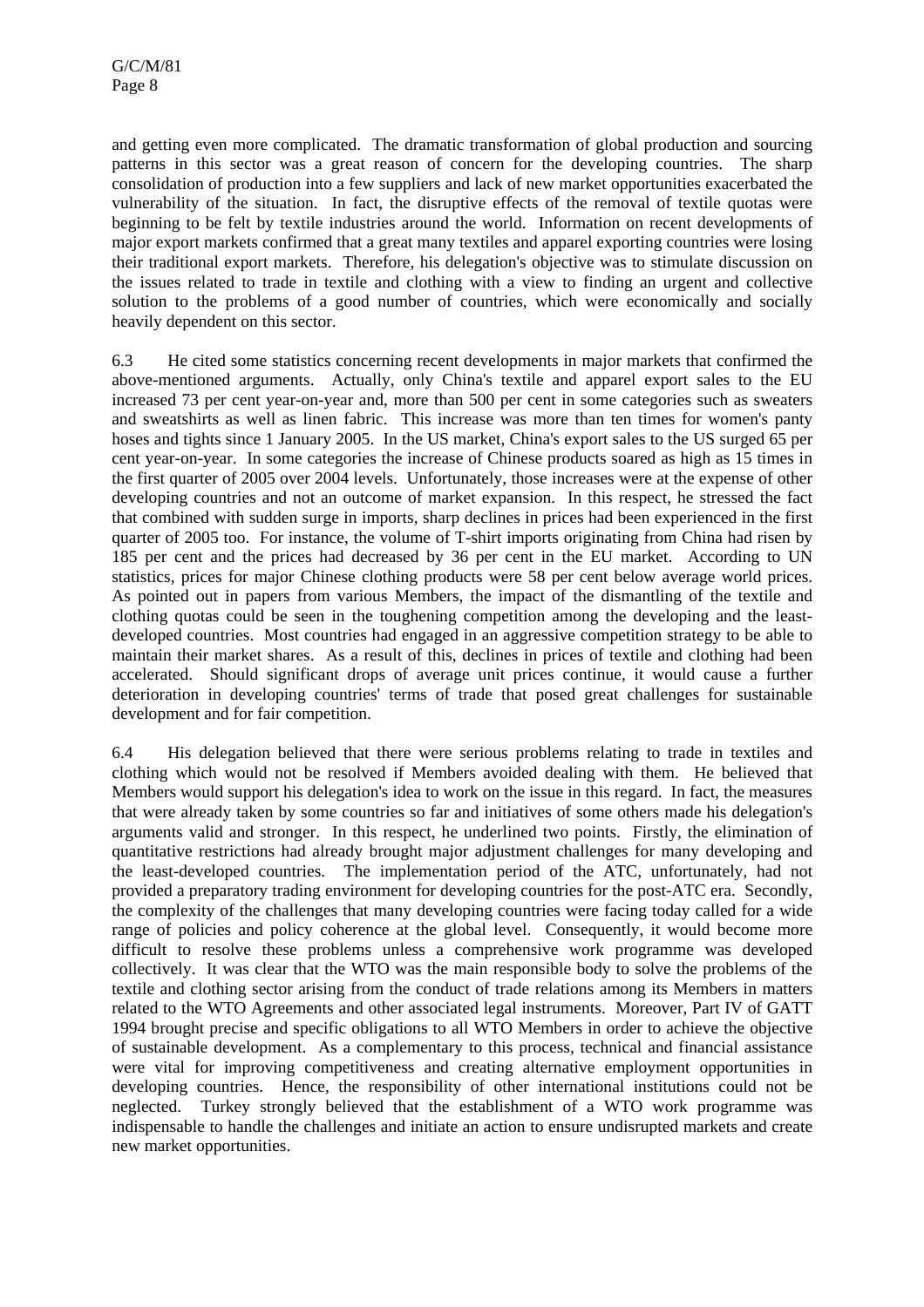and getting even more complicated. The dramatic transformation of global production and sourcing patterns in this sector was a great reason of concern for the developing countries. The sharp consolidation of production into a few suppliers and lack of new market opportunities exacerbated the vulnerability of the situation. In fact, the disruptive effects of the removal of textile quotas were beginning to be felt by textile industries around the world. Information on recent developments of major export markets confirmed that a great many textiles and apparel exporting countries were losing their traditional export markets. Therefore, his delegation's objective was to stimulate discussion on the issues related to trade in textile and clothing with a view to finding an urgent and collective solution to the problems of a good number of countries, which were economically and socially heavily dependent on this sector.

6.3 He cited some statistics concerning recent developments in major markets that confirmed the above-mentioned arguments. Actually, only China's textile and apparel export sales to the EU increased 73 per cent year-on-year and, more than 500 per cent in some categories such as sweaters and sweatshirts as well as linen fabric. This increase was more than ten times for women's panty hoses and tights since 1 January 2005. In the US market, China's export sales to the US surged 65 per cent year-on-year. In some categories the increase of Chinese products soared as high as 15 times in the first quarter of 2005 over 2004 levels. Unfortunately, those increases were at the expense of other developing countries and not an outcome of market expansion. In this respect, he stressed the fact that combined with sudden surge in imports, sharp declines in prices had been experienced in the first quarter of 2005 too. For instance, the volume of T-shirt imports originating from China had risen by 185 per cent and the prices had decreased by 36 per cent in the EU market. According to UN statistics, prices for major Chinese clothing products were 58 per cent below average world prices. As pointed out in papers from various Members, the impact of the dismantling of the textile and clothing quotas could be seen in the toughening competition among the developing and the least-developed countries. Most countries had engaged in an aggressive competition strategy to be able to maintain their market shares. As a result of this, declines in prices of textile and clothing had been accelerated. Should significant drops of average unit prices continue, it would cause a further deterioration in developing countries' terms of trade that posed great challenges for sustainable development and for fair competition.

6.4 His delegation believed that there were serious problems relating to trade in textiles and clothing which would not be resolved if Members avoided dealing with them. He believed that Members would support his delegation's idea to work on the issue in this regard. In fact, the measures that were already taken by some countries so far and initiatives of some others made his delegation's arguments valid and stronger. In this respect, he underlined two points. Firstly, the elimination of quantitative restrictions had already brought major adjustment challenges for many developing and the least-developed countries. The implementation period of the ATC, unfortunately, had not provided a preparatory trading environment for developing countries for the post-ATC era. Secondly, the complexity of the challenges that many developing countries were facing today called for a wide range of policies and policy coherence at the global level. Consequently, it would become more difficult to resolve these problems unless a comprehensive work programme was developed collectively. It was clear that the WTO was the main responsible body to solve the problems of the textile and clothing sector arising from the conduct of trade relations among its Members in matters related to the WTO Agreements and other associated legal instruments. Moreover, Part IV of GATT 1994 brought precise and specific obligations to all WTO Members in order to achieve the objective of sustainable development. As a complementary to this process, technical and financial assistance were vital for improving competitiveness and creating alternative employment opportunities in developing countries. Hence, the responsibility of other international institutions could not be neglected. Turkey strongly believed that the establishment of a WTO work programme was indispensable to handle the challenges and initiate an action to ensure undisrupted markets and create new market opportunities.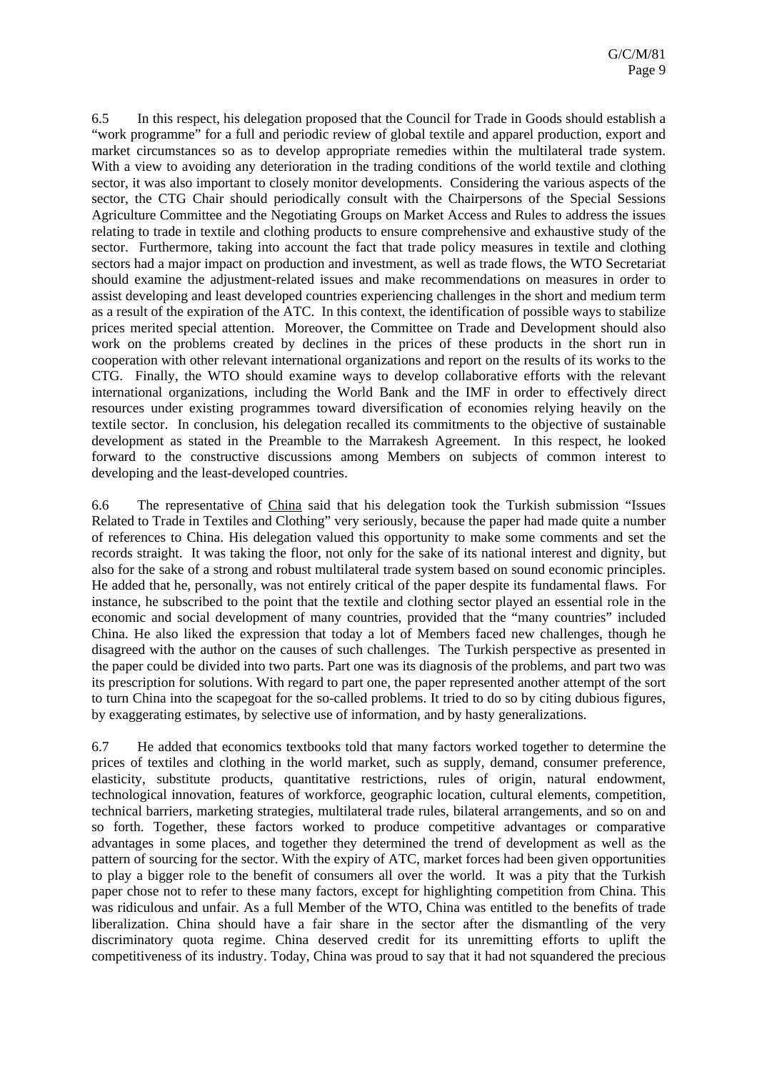6.5 In this respect, his delegation proposed that the Council for Trade in Goods should establish a "work programme" for a full and periodic review of global textile and apparel production, export and market circumstances so as to develop appropriate remedies within the multilateral trade system. With a view to avoiding any deterioration in the trading conditions of the world textile and clothing sector, it was also important to closely monitor developments. Considering the various aspects of the sector, the CTG Chair should periodically consult with the Chairpersons of the Special Sessions Agriculture Committee and the Negotiating Groups on Market Access and Rules to address the issues relating to trade in textile and clothing products to ensure comprehensive and exhaustive study of the sector. Furthermore, taking into account the fact that trade policy measures in textile and clothing sectors had a major impact on production and investment, as well as trade flows, the WTO Secretariat should examine the adjustment-related issues and make recommendations on measures in order to assist developing and least developed countries experiencing challenges in the short and medium term as a result of the expiration of the ATC. In this context, the identification of possible ways to stabilize prices merited special attention. Moreover, the Committee on Trade and Development should also work on the problems created by declines in the prices of these products in the short run in cooperation with other relevant international organizations and report on the results of its works to the CTG. Finally, the WTO should examine ways to develop collaborative efforts with the relevant international organizations, including the World Bank and the IMF in order to effectively direct resources under existing programmes toward diversification of economies relying heavily on the textile sector. In conclusion, his delegation recalled its commitments to the objective of sustainable development as stated in the Preamble to the Marrakesh Agreement. In this respect, he looked forward to the constructive discussions among Members on subjects of common interest to developing and the least-developed countries.

6.6 The representative of China said that his delegation took the Turkish submission "Issues Related to Trade in Textiles and Clothing" very seriously, because the paper had made quite a number of references to China. His delegation valued this opportunity to make some comments and set the records straight. It was taking the floor, not only for the sake of its national interest and dignity, but also for the sake of a strong and robust multilateral trade system based on sound economic principles. He added that he, personally, was not entirely critical of the paper despite its fundamental flaws. For instance, he subscribed to the point that the textile and clothing sector played an essential role in the economic and social development of many countries, provided that the "many countries" included China. He also liked the expression that today a lot of Members faced new challenges, though he disagreed with the author on the causes of such challenges. The Turkish perspective as presented in the paper could be divided into two parts. Part one was its diagnosis of the problems, and part two was its prescription for solutions. With regard to part one, the paper represented another attempt of the sort to turn China into the scapegoat for the so-called problems. It tried to do so by citing dubious figures, by exaggerating estimates, by selective use of information, and by hasty generalizations.

6.7 He added that economics textbooks told that many factors worked together to determine the prices of textiles and clothing in the world market, such as supply, demand, consumer preference, elasticity, substitute products, quantitative restrictions, rules of origin, natural endowment, technological innovation, features of workforce, geographic location, cultural elements, competition, technical barriers, marketing strategies, multilateral trade rules, bilateral arrangements, and so on and so forth. Together, these factors worked to produce competitive advantages or comparative advantages in some places, and together they determined the trend of development as well as the pattern of sourcing for the sector. With the expiry of ATC, market forces had been given opportunities to play a bigger role to the benefit of consumers all over the world. It was a pity that the Turkish paper chose not to refer to these many factors, except for highlighting competition from China. This was ridiculous and unfair. As a full Member of the WTO, China was entitled to the benefits of trade liberalization. China should have a fair share in the sector after the dismantling of the very discriminatory quota regime. China deserved credit for its unremitting efforts to uplift the competitiveness of its industry. Today, China was proud to say that it had not squandered the precious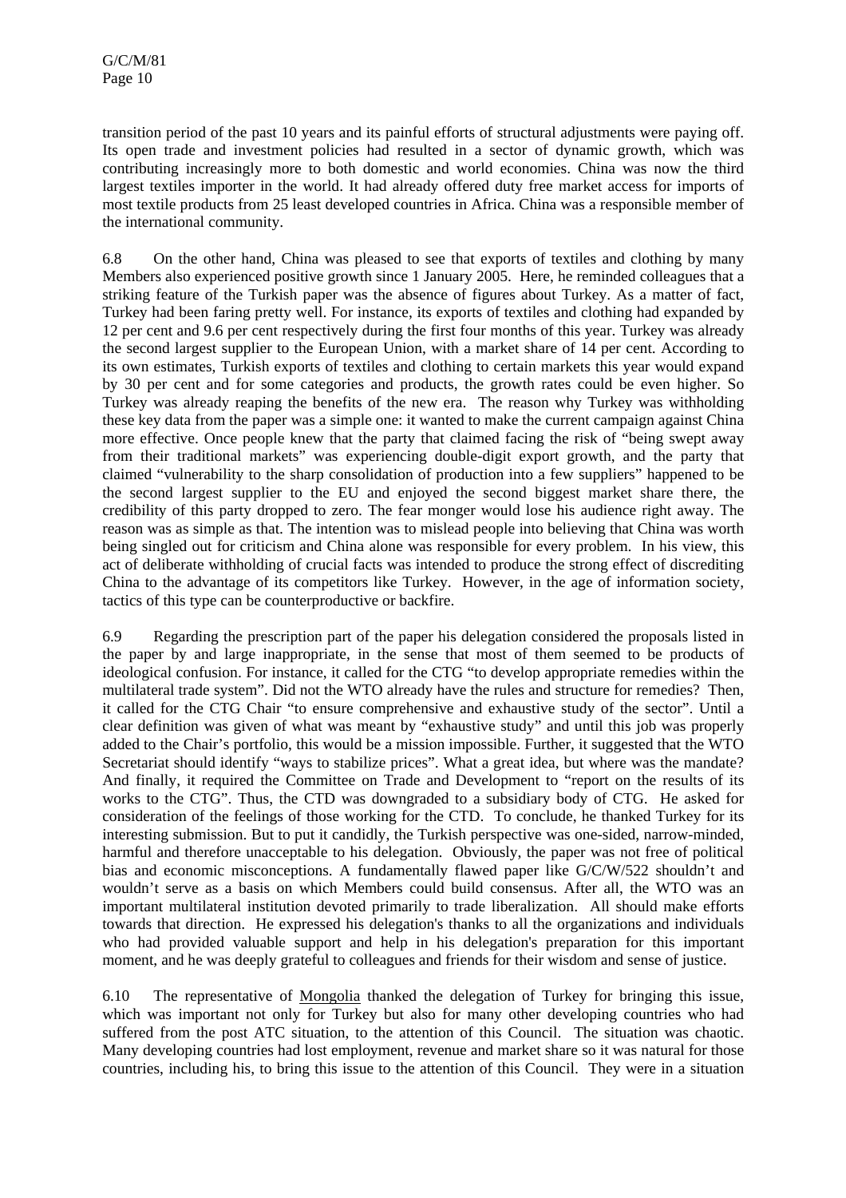transition period of the past 10 years and its painful efforts of structural adjustments were paying off. Its open trade and investment policies had resulted in a sector of dynamic growth, which was contributing increasingly more to both domestic and world economies. China was now the third largest textiles importer in the world. It had already offered duty free market access for imports of most textile products from 25 least developed countries in Africa. China was a responsible member of the international community.

6.8 On the other hand, China was pleased to see that exports of textiles and clothing by many Members also experienced positive growth since 1 January 2005. Here, he reminded colleagues that a striking feature of the Turkish paper was the absence of figures about Turkey. As a matter of fact, Turkey had been faring pretty well. For instance, its exports of textiles and clothing had expanded by 12 per cent and 9.6 per cent respectively during the first four months of this year. Turkey was already the second largest supplier to the European Union, with a market share of 14 per cent. According to its own estimates, Turkish exports of textiles and clothing to certain markets this year would expand by 30 per cent and for some categories and products, the growth rates could be even higher. So Turkey was already reaping the benefits of the new era. The reason why Turkey was withholding these key data from the paper was a simple one: it wanted to make the current campaign against China more effective. Once people knew that the party that claimed facing the risk of "being swept away from their traditional markets" was experiencing double-digit export growth, and the party that claimed "vulnerability to the sharp consolidation of production into a few suppliers" happened to be the second largest supplier to the EU and enjoyed the second biggest market share there, the credibility of this party dropped to zero. The fear monger would lose his audience right away. The reason was as simple as that. The intention was to mislead people into believing that China was worth being singled out for criticism and China alone was responsible for every problem. In his view, this act of deliberate withholding of crucial facts was intended to produce the strong effect of discrediting China to the advantage of its competitors like Turkey. However, in the age of information society, tactics of this type can be counterproductive or backfire.

6.9 Regarding the prescription part of the paper his delegation considered the proposals listed in the paper by and large inappropriate, in the sense that most of them seemed to be products of ideological confusion. For instance, it called for the CTG "to develop appropriate remedies within the multilateral trade system". Did not the WTO already have the rules and structure for remedies? Then, it called for the CTG Chair "to ensure comprehensive and exhaustive study of the sector". Until a clear definition was given of what was meant by "exhaustive study" and until this job was properly added to the Chair's portfolio, this would be a mission impossible. Further, it suggested that the WTO Secretariat should identify "ways to stabilize prices". What a great idea, but where was the mandate? And finally, it required the Committee on Trade and Development to "report on the results of its works to the CTG". Thus, the CTD was downgraded to a subsidiary body of CTG. He asked for consideration of the feelings of those working for the CTD. To conclude, he thanked Turkey for its interesting submission. But to put it candidly, the Turkish perspective was one-sided, narrow-minded, harmful and therefore unacceptable to his delegation. Obviously, the paper was not free of political bias and economic misconceptions. A fundamentally flawed paper like G/C/W/522 shouldn't and wouldn't serve as a basis on which Members could build consensus. After all, the WTO was an important multilateral institution devoted primarily to trade liberalization. All should make efforts towards that direction. He expressed his delegation's thanks to all the organizations and individuals who had provided valuable support and help in his delegation's preparation for this important moment, and he was deeply grateful to colleagues and friends for their wisdom and sense of justice.

6.10 The representative of Mongolia thanked the delegation of Turkey for bringing this issue, which was important not only for Turkey but also for many other developing countries who had suffered from the post ATC situation, to the attention of this Council. The situation was chaotic. Many developing countries had lost employment, revenue and market share so it was natural for those countries, including his, to bring this issue to the attention of this Council. They were in a situation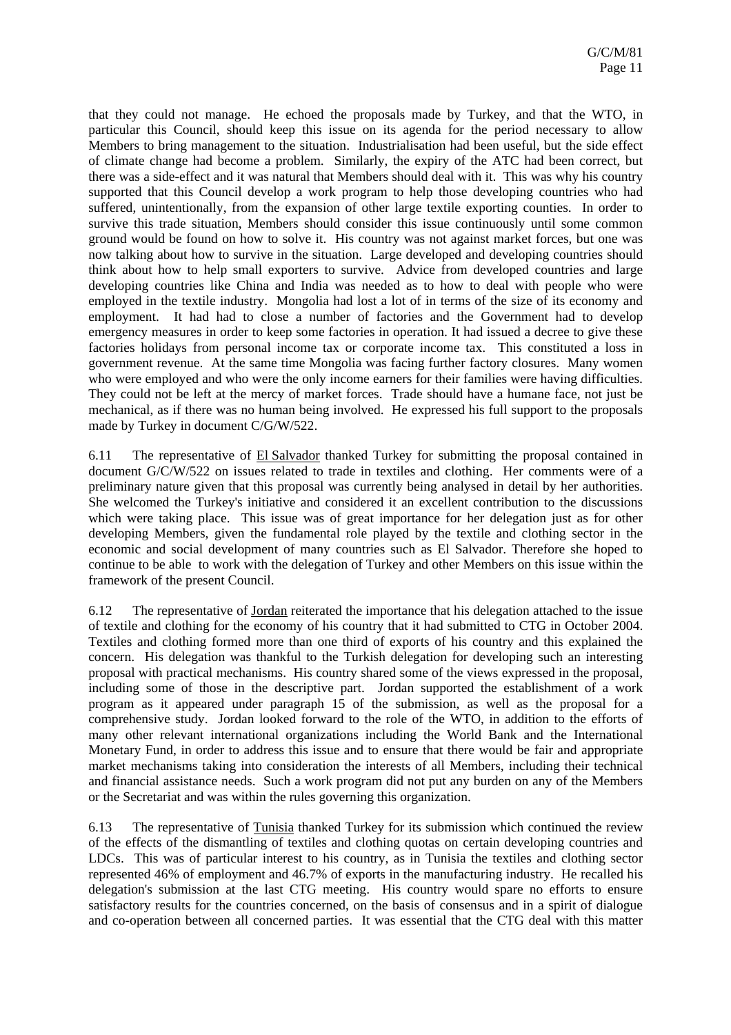that they could not manage. He echoed the proposals made by Turkey, and that the WTO, in particular this Council, should keep this issue on its agenda for the period necessary to allow Members to bring management to the situation. Industrialisation had been useful, but the side effect of climate change had become a problem. Similarly, the expiry of the ATC had been correct, but there was a side-effect and it was natural that Members should deal with it. This was why his country supported that this Council develop a work program to help those developing countries who had suffered, unintentionally, from the expansion of other large textile exporting counties. In order to survive this trade situation, Members should consider this issue continuously until some common ground would be found on how to solve it. His country was not against market forces, but one was now talking about how to survive in the situation. Large developed and developing countries should think about how to help small exporters to survive. Advice from developed countries and large developing countries like China and India was needed as to how to deal with people who were employed in the textile industry. Mongolia had lost a lot of in terms of the size of its economy and employment. It had had to close a number of factories and the Government had to develop emergency measures in order to keep some factories in operation. It had issued a decree to give these factories holidays from personal income tax or corporate income tax. This constituted a loss in government revenue. At the same time Mongolia was facing further factory closures. Many women who were employed and who were the only income earners for their families were having difficulties. They could not be left at the mercy of market forces. Trade should have a humane face, not just be mechanical, as if there was no human being involved. He expressed his full support to the proposals made by Turkey in document C/G/W/522.

6.11 The representative of El Salvador thanked Turkey for submitting the proposal contained in document G/C/W/522 on issues related to trade in textiles and clothing. Her comments were of a preliminary nature given that this proposal was currently being analysed in detail by her authorities. She welcomed the Turkey's initiative and considered it an excellent contribution to the discussions which were taking place. This issue was of great importance for her delegation just as for other developing Members, given the fundamental role played by the textile and clothing sector in the economic and social development of many countries such as El Salvador. Therefore she hoped to continue to be able to work with the delegation of Turkey and other Members on this issue within the framework of the present Council.

6.12 The representative of Jordan reiterated the importance that his delegation attached to the issue of textile and clothing for the economy of his country that it had submitted to CTG in October 2004. Textiles and clothing formed more than one third of exports of his country and this explained the concern. His delegation was thankful to the Turkish delegation for developing such an interesting proposal with practical mechanisms. His country shared some of the views expressed in the proposal, including some of those in the descriptive part. Jordan supported the establishment of a work program as it appeared under paragraph 15 of the submission, as well as the proposal for a comprehensive study. Jordan looked forward to the role of the WTO, in addition to the efforts of many other relevant international organizations including the World Bank and the International Monetary Fund, in order to address this issue and to ensure that there would be fair and appropriate market mechanisms taking into consideration the interests of all Members, including their technical and financial assistance needs. Such a work program did not put any burden on any of the Members or the Secretariat and was within the rules governing this organization.

6.13 The representative of Tunisia thanked Turkey for its submission which continued the review of the effects of the dismantling of textiles and clothing quotas on certain developing countries and LDCs. This was of particular interest to his country, as in Tunisia the textiles and clothing sector represented 46% of employment and 46.7% of exports in the manufacturing industry. He recalled his delegation's submission at the last CTG meeting. His country would spare no efforts to ensure satisfactory results for the countries concerned, on the basis of consensus and in a spirit of dialogue and co-operation between all concerned parties. It was essential that the CTG deal with this matter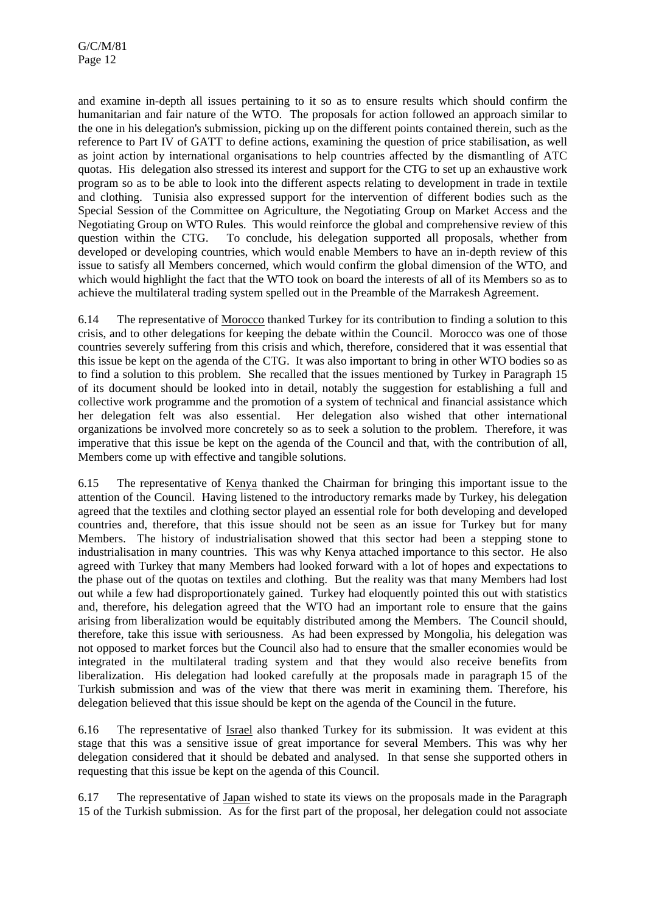and examine in-depth all issues pertaining to it so as to ensure results which should confirm the humanitarian and fair nature of the WTO. The proposals for action followed an approach similar to the one in his delegation's submission, picking up on the different points contained therein, such as the reference to Part IV of GATT to define actions, examining the question of price stabilisation, as well as joint action by international organisations to help countries affected by the dismantling of ATC quotas. His delegation also stressed its interest and support for the CTG to set up an exhaustive work program so as to be able to look into the different aspects relating to development in trade in textile and clothing. Tunisia also expressed support for the intervention of different bodies such as the Special Session of the Committee on Agriculture, the Negotiating Group on Market Access and the Negotiating Group on WTO Rules. This would reinforce the global and comprehensive review of this question within the CTG. To conclude, his delegation supported all proposals, whether from developed or developing countries, which would enable Members to have an in-depth review of this issue to satisfy all Members concerned, which would confirm the global dimension of the WTO, and which would highlight the fact that the WTO took on board the interests of all of its Members so as to achieve the multilateral trading system spelled out in the Preamble of the Marrakesh Agreement.

6.14 The representative of Morocco thanked Turkey for its contribution to finding a solution to this crisis, and to other delegations for keeping the debate within the Council. Morocco was one of those countries severely suffering from this crisis and which, therefore, considered that it was essential that this issue be kept on the agenda of the CTG. It was also important to bring in other WTO bodies so as to find a solution to this problem. She recalled that the issues mentioned by Turkey in Paragraph 15 of its document should be looked into in detail, notably the suggestion for establishing a full and collective work programme and the promotion of a system of technical and financial assistance which her delegation felt was also essential. Her delegation also wished that other international organizations be involved more concretely so as to seek a solution to the problem. Therefore, it was imperative that this issue be kept on the agenda of the Council and that, with the contribution of all, Members come up with effective and tangible solutions.

6.15 The representative of Kenya thanked the Chairman for bringing this important issue to the attention of the Council. Having listened to the introductory remarks made by Turkey, his delegation agreed that the textiles and clothing sector played an essential role for both developing and developed countries and, therefore, that this issue should not be seen as an issue for Turkey but for many Members. The history of industrialisation showed that this sector had been a stepping stone to industrialisation in many countries. This was why Kenya attached importance to this sector. He also agreed with Turkey that many Members had looked forward with a lot of hopes and expectations to the phase out of the quotas on textiles and clothing. But the reality was that many Members had lost out while a few had disproportionately gained. Turkey had eloquently pointed this out with statistics and, therefore, his delegation agreed that the WTO had an important role to ensure that the gains arising from liberalization would be equitably distributed among the Members. The Council should, therefore, take this issue with seriousness. As had been expressed by Mongolia, his delegation was not opposed to market forces but the Council also had to ensure that the smaller economies would be integrated in the multilateral trading system and that they would also receive benefits from liberalization. His delegation had looked carefully at the proposals made in paragraph 15 of the Turkish submission and was of the view that there was merit in examining them. Therefore, his delegation believed that this issue should be kept on the agenda of the Council in the future.

6.16 The representative of Israel also thanked Turkey for its submission. It was evident at this stage that this was a sensitive issue of great importance for several Members. This was why her delegation considered that it should be debated and analysed. In that sense she supported others in requesting that this issue be kept on the agenda of this Council.

6.17 The representative of Japan wished to state its views on the proposals made in the Paragraph 15 of the Turkish submission. As for the first part of the proposal, her delegation could not associate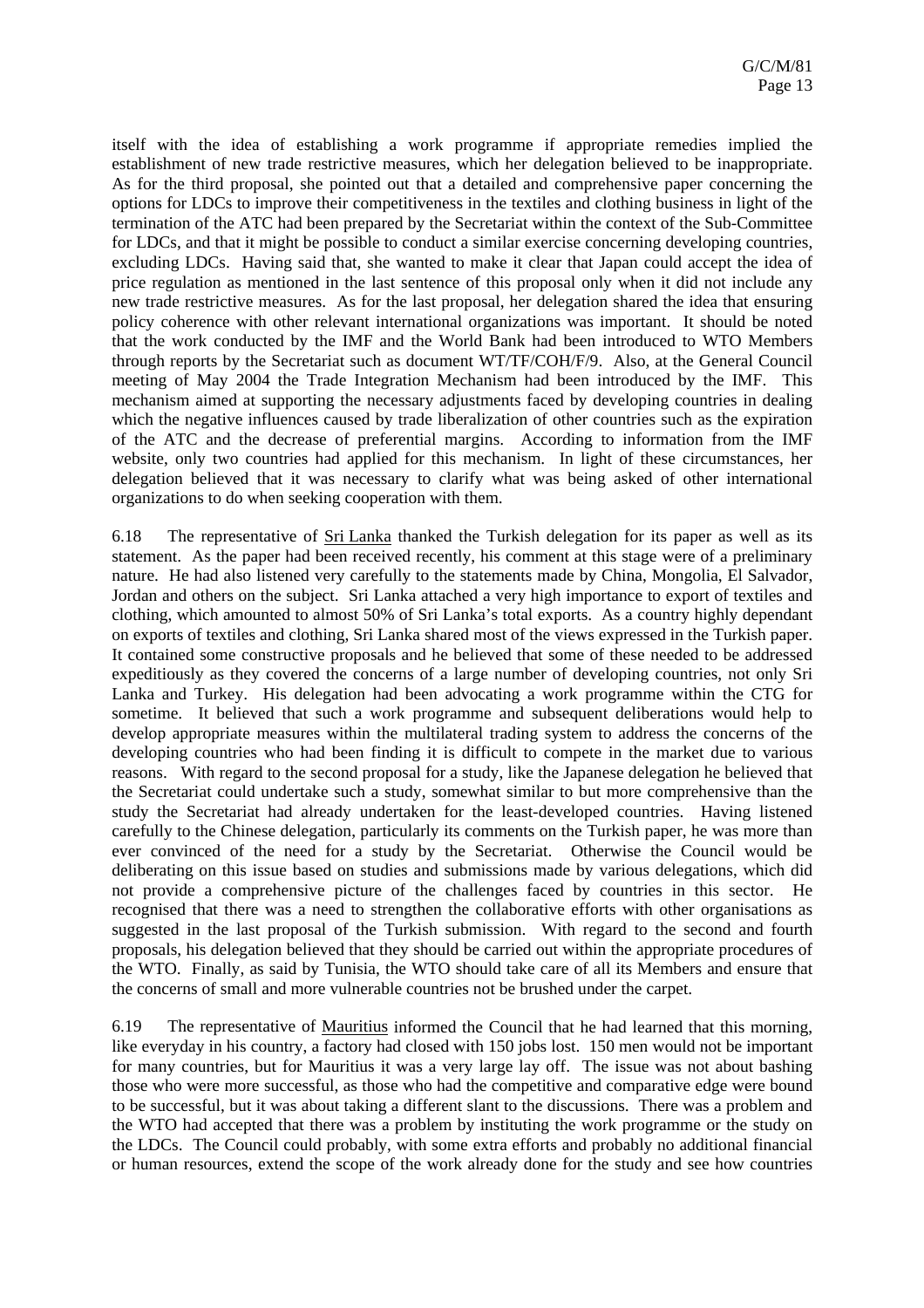itself with the idea of establishing a work programme if appropriate remedies implied the establishment of new trade restrictive measures, which her delegation believed to be inappropriate. As for the third proposal, she pointed out that a detailed and comprehensive paper concerning the options for LDCs to improve their competitiveness in the textiles and clothing business in light of the termination of the ATC had been prepared by the Secretariat within the context of the Sub-Committee for LDCs, and that it might be possible to conduct a similar exercise concerning developing countries, excluding LDCs. Having said that, she wanted to make it clear that Japan could accept the idea of price regulation as mentioned in the last sentence of this proposal only when it did not include any new trade restrictive measures. As for the last proposal, her delegation shared the idea that ensuring policy coherence with other relevant international organizations was important. It should be noted that the work conducted by the IMF and the World Bank had been introduced to WTO Members through reports by the Secretariat such as document WT/TF/COH/F/9. Also, at the General Council meeting of May 2004 the Trade Integration Mechanism had been introduced by the IMF. This mechanism aimed at supporting the necessary adjustments faced by developing countries in dealing which the negative influences caused by trade liberalization of other countries such as the expiration of the ATC and the decrease of preferential margins. According to information from the IMF website, only two countries had applied for this mechanism. In light of these circumstances, her delegation believed that it was necessary to clarify what was being asked of other international organizations to do when seeking cooperation with them.

6.18 The representative of Sri Lanka thanked the Turkish delegation for its paper as well as its statement. As the paper had been received recently, his comment at this stage were of a preliminary nature. He had also listened very carefully to the statements made by China, Mongolia, El Salvador, Jordan and others on the subject. Sri Lanka attached a very high importance to export of textiles and clothing, which amounted to almost 50% of Sri Lanka's total exports. As a country highly dependant on exports of textiles and clothing, Sri Lanka shared most of the views expressed in the Turkish paper. It contained some constructive proposals and he believed that some of these needed to be addressed expeditiously as they covered the concerns of a large number of developing countries, not only Sri Lanka and Turkey. His delegation had been advocating a work programme within the CTG for sometime. It believed that such a work programme and subsequent deliberations would help to develop appropriate measures within the multilateral trading system to address the concerns of the developing countries who had been finding it is difficult to compete in the market due to various reasons. With regard to the second proposal for a study, like the Japanese delegation he believed that the Secretariat could undertake such a study, somewhat similar to but more comprehensive than the study the Secretariat had already undertaken for the least-developed countries. Having listened carefully to the Chinese delegation, particularly its comments on the Turkish paper, he was more than ever convinced of the need for a study by the Secretariat. Otherwise the Council would be deliberating on this issue based on studies and submissions made by various delegations, which did not provide a comprehensive picture of the challenges faced by countries in this sector. He recognised that there was a need to strengthen the collaborative efforts with other organisations as suggested in the last proposal of the Turkish submission. With regard to the second and fourth proposals, his delegation believed that they should be carried out within the appropriate procedures of the WTO. Finally, as said by Tunisia, the WTO should take care of all its Members and ensure that the concerns of small and more vulnerable countries not be brushed under the carpet.

6.19 The representative of Mauritius informed the Council that he had learned that this morning, like everyday in his country, a factory had closed with 150 jobs lost. 150 men would not be important for many countries, but for Mauritius it was a very large lay off. The issue was not about bashing those who were more successful, as those who had the competitive and comparative edge were bound to be successful, but it was about taking a different slant to the discussions. There was a problem and the WTO had accepted that there was a problem by instituting the work programme or the study on the LDCs. The Council could probably, with some extra efforts and probably no additional financial or human resources, extend the scope of the work already done for the study and see how countries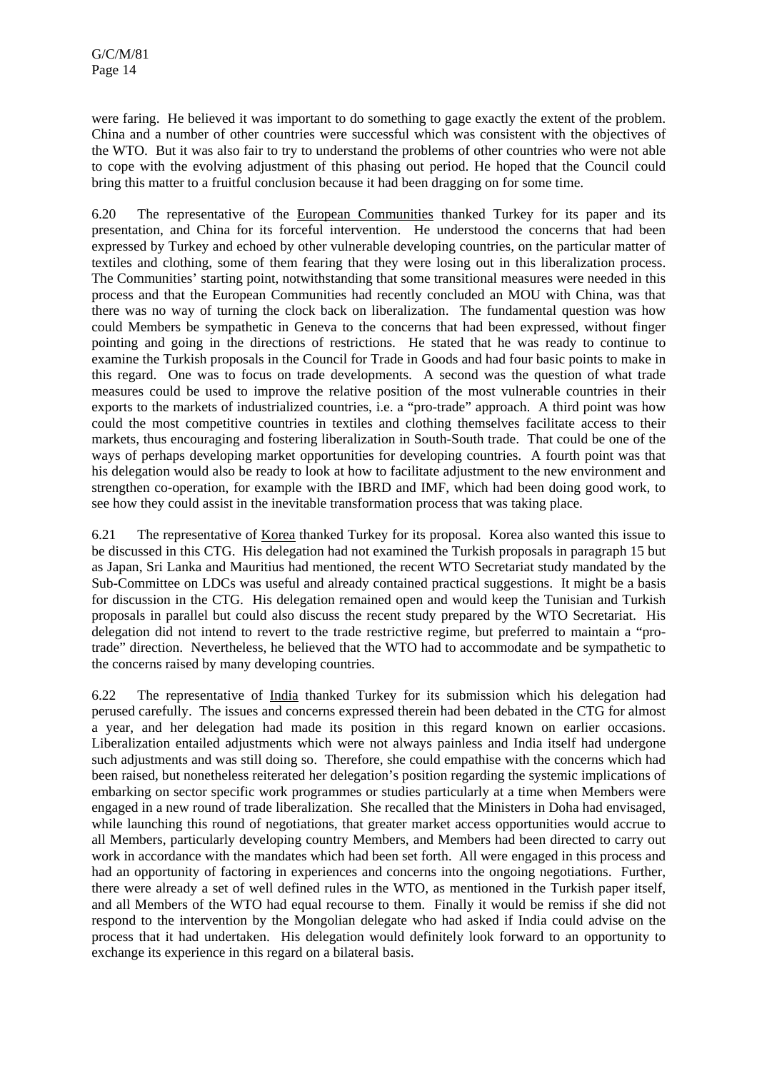were faring. He believed it was important to do something to gage exactly the extent of the problem. China and a number of other countries were successful which was consistent with the objectives of the WTO. But it was also fair to try to understand the problems of other countries who were not able to cope with the evolving adjustment of this phasing out period. He hoped that the Council could bring this matter to a fruitful conclusion because it had been dragging on for some time.

6.20 The representative of European Communities thanked Turkey for its paper and its presentation, and China for its forceful intervention. He understood the concerns that had been expressed by Turkey and echoed by other vulnerable developing countries, on the particular matter of textiles and clothing, some of them fearing that they were losing out in this liberalization process. The Communities' starting point, notwithstanding that some transitional measures were needed in this process and that the European Communities had recently concluded an MOU with China, was that there was no way of turning the clock back on liberalization. The fundamental question was how could Members be sympathetic in Geneva to the concerns that had been expressed, without finger pointing and going in the directions of restrictions. He stated that he was ready to continue to examine the Turkish proposals in the Council for Trade in Goods and had four basic points to make in this regard. One was to focus on trade developments. A second was the question of what trade measures could be used to improve the relative position of the most vulnerable countries in their exports to the markets of industrialized countries, i.e. a "pro-trade" approach. A third point was how could the most competitive countries in textiles and clothing themselves facilitate access to their markets, thus encouraging and fostering liberalization in South-South trade. That could be one of the ways of perhaps developing market opportunities for developing countries. A fourth point was that his delegation would also be ready to look at how to facilitate adjustment to the new environment and strengthen co-operation, for example with the IBRD and IMF, which had been doing good work, to see how they could assist in the inevitable transformation process that was taking place.

6.21 The representative of Korea thanked Turkey for its proposal. Korea also wanted this issue to be discussed in this CTG. His delegation had not examined the Turkish proposals in paragraph 15 but as Japan, Sri Lanka and Mauritius had mentioned, the recent WTO Secretariat study mandated by the Sub-Committee on LDCs was useful and already contained practical suggestions. It might be a basis for discussion in the CTG. His delegation remained open and would keep the Tunisian and Turkish proposals in parallel but could also discuss the recent study prepared by the WTO Secretariat. His delegation did not intend to revert to the trade restrictive regime, but preferred to maintain a "pro-trade" direction. Nevertheless, he believed that the WTO had to accommodate and be sympathetic to the concerns raised by many developing countries.

6.22 The representative of India thanked Turkey for its submission which his delegation had perused carefully. The issues and concerns expressed therein had been debated in the CTG for almost a year, and her delegation had made its position in this regard known on earlier occasions. Liberalization entailed adjustments which were not always painless and India itself had undergone such adjustments and was still doing so. Therefore, she could empathise with the concerns which had been raised, but nonetheless reiterated her delegation's position regarding the systemic implications of embarking on sector specific work programmes or studies particularly at a time when Members were engaged in a new round of trade liberalization. She recalled that the Ministers in Doha had envisaged, while launching this round of negotiations, that greater market access opportunities would accrue to all Members, particularly developing country Members, and Members had been directed to carry out work in accordance with the mandates which had been set forth. All were engaged in this process and had an opportunity of factoring in experiences and concerns into the ongoing negotiations. Further, there were already a set of well defined rules in the WTO, as mentioned in the Turkish paper itself, and all Members of the WTO had equal recourse to them. Finally it would be remiss if she did not respond to the intervention by the Mongolian delegate who had asked if India could advise on the process that it had undertaken. His delegation would definitely look forward to an opportunity to exchange its experience in this regard on a bilateral basis.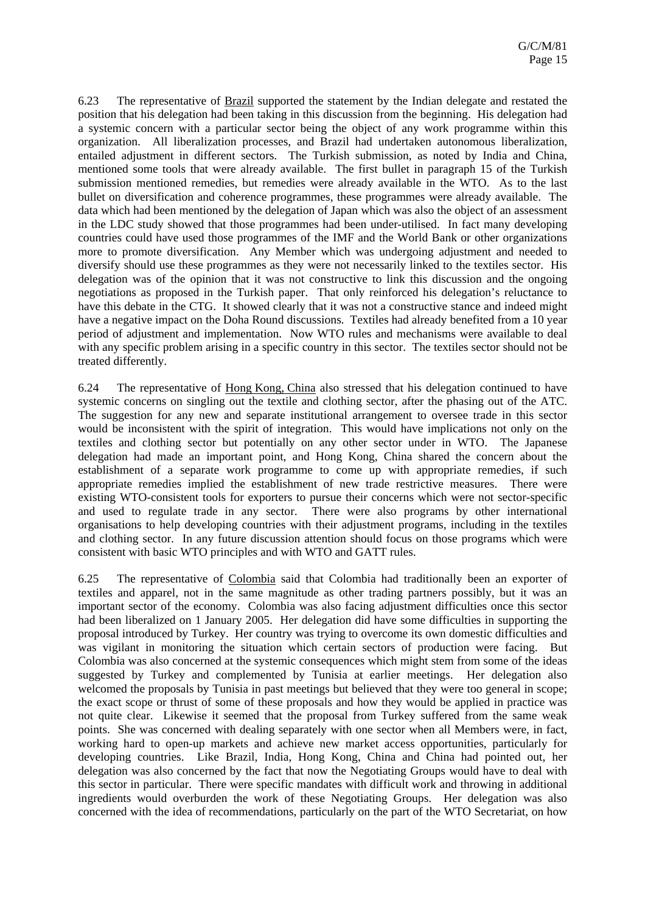6.23 The representative of Brazil supported the statement by the Indian delegate and restated the position that his delegation had been taking in this discussion from the beginning. His delegation had a systemic concern with a particular sector being the object of any work programme within this organization. All liberalization processes, and Brazil had undertaken autonomous liberalization, entailed adjustment in different sectors. The Turkish submission, as noted by India and China, mentioned some tools that were already available. The first bullet in paragraph 15 of the Turkish submission mentioned remedies, but remedies were already available in the WTO. As to the last bullet on diversification and coherence programmes, these programmes were already available. The data which had been mentioned by the delegation of Japan which was also the object of an assessment in the LDC study showed that those programmes had been under-utilised. In fact many developing countries could have used those programmes of the IMF and the World Bank or other organizations more to promote diversification. Any Member which was undergoing adjustment and needed to diversify should use these programmes as they were not necessarily linked to the textiles sector. His delegation was of the opinion that it was not constructive to link this discussion and the ongoing negotiations as proposed in the Turkish paper. That only reinforced his delegation's reluctance to have this debate in the CTG. It showed clearly that it was not a constructive stance and indeed might have a negative impact on the Doha Round discussions. Textiles had already benefited from a 10 year period of adjustment and implementation. Now WTO rules and mechanisms were available to deal with any specific problem arising in a specific country in this sector. The textiles sector should not be treated differently.

6.24 The representative of Hong Kong, China also stressed that his delegation continued to have systemic concerns on singling out the textile and clothing sector, after the phasing out of the ATC. The suggestion for any new and separate institutional arrangement to oversee trade in this sector would be inconsistent with the spirit of integration. This would have implications not only on the textiles and clothing sector but potentially on any other sector under in WTO. The Japanese delegation had made an important point, and Hong Kong, China shared the concern about the establishment of a separate work programme to come up with appropriate remedies, if such appropriate remedies implied the establishment of new trade restrictive measures. There were existing WTO-consistent tools for exporters to pursue their concerns which were not sector-specific and used to regulate trade in any sector. There were also programs by other international organisations to help developing countries with their adjustment programs, including in the textiles and clothing sector. In any future discussion attention should focus on those programs which were consistent with basic WTO principles and with WTO and GATT rules.

6.25 The representative of Colombia said that Colombia had traditionally been an exporter of textiles and apparel, not in the same magnitude as other trading partners possibly, but it was an important sector of the economy. Colombia was also facing adjustment difficulties once this sector had been liberalized on 1 January 2005. Her delegation did have some difficulties in supporting the proposal introduced by Turkey. Her country was trying to overcome its own domestic difficulties and was vigilant in monitoring the situation which certain sectors of production were facing. But Colombia was also concerned at the systemic consequences which might stem from some of the ideas suggested by Turkey and complemented by Tunisia at earlier meetings. Her delegation also welcomed the proposals by Tunisia in past meetings but believed that they were too general in scope; the exact scope or thrust of some of these proposals and how they would be applied in practice was not quite clear. Likewise it seemed that the proposal from Turkey suffered from the same weak points. She was concerned with dealing separately with one sector when all Members were, in fact, working hard to open-up markets and achieve new market access opportunities, particularly for developing countries. Like Brazil, India, Hong Kong, China and China had pointed out, her delegation was also concerned by the fact that now the Negotiating Groups would have to deal with this sector in particular. There were specific mandates with difficult work and throwing in additional ingredients would overburden the work of these Negotiating Groups. Her delegation was also concerned with the idea of recommendations, particularly on the part of the WTO Secretariat, on how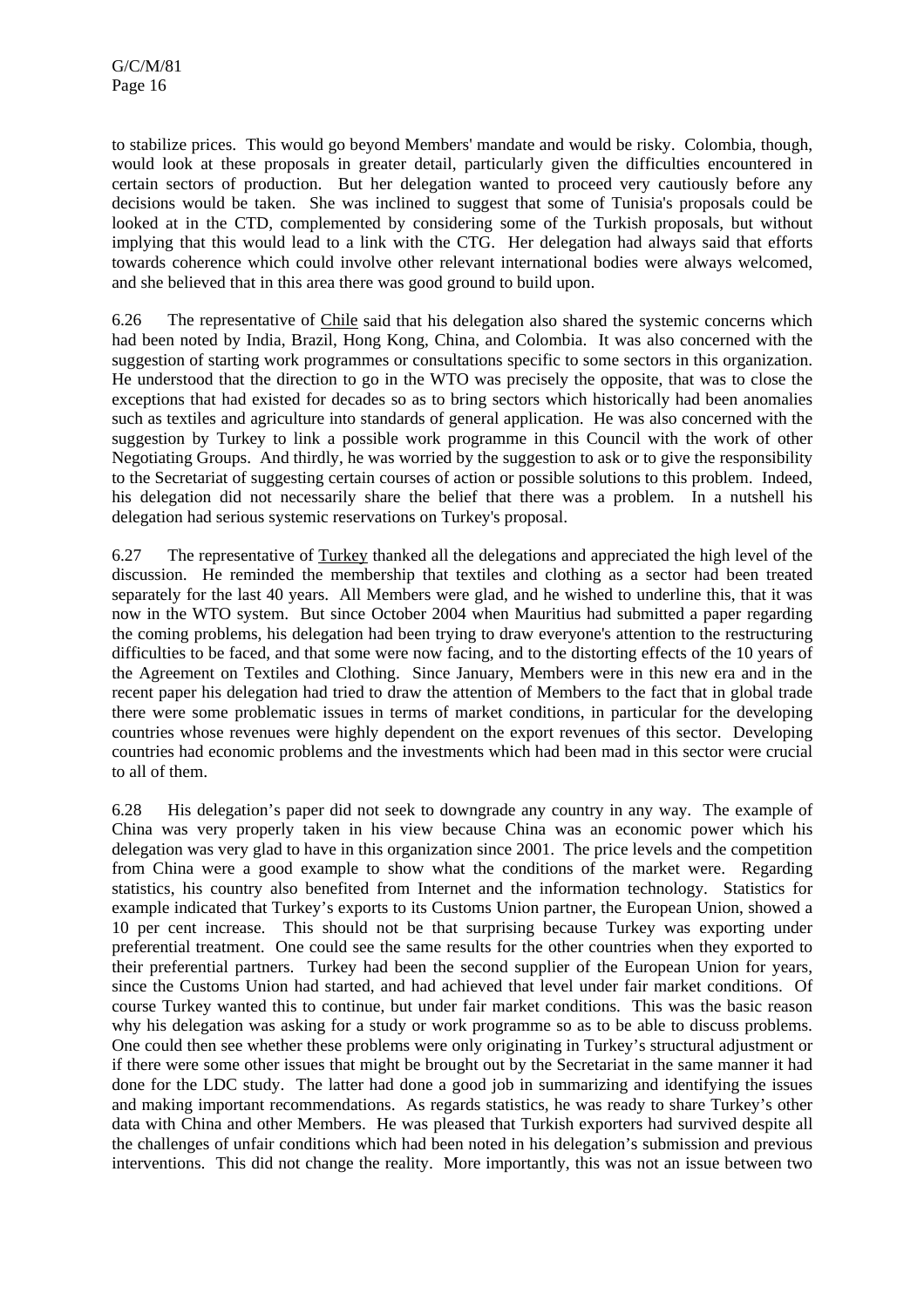to stabilize prices. This would go beyond Members' mandate and would be risky. Colombia, though, would look at these proposals in greater detail, particularly given the difficulties encountered in certain sectors of production. But her delegation wanted to proceed very cautiously before any decisions would be taken. She was inclined to suggest that some of Tunisia's proposals could be looked at in the CTD, complemented by considering some of the Turkish proposals, but without implying that this would lead to a link with the CTG. Her delegation had always said that efforts towards coherence which could involve other relevant international bodies were always welcomed, and she believed that in this area there was good ground to build upon.

6.26 The representative of Chile said that his delegation also shared the systemic concerns which had been noted by India, Brazil, Hong Kong, China, and Colombia. It was also concerned with the suggestion of starting work programmes or consultations specific to some sectors in this organization. He understood that the direction to go in the WTO was precisely the opposite, that was to close the exceptions that had existed for decades so as to bring sectors which historically had been anomalies such as textiles and agriculture into standards of general application. He was also concerned with the suggestion by Turkey to link a possible work programme in this Council with the work of other Negotiating Groups. And thirdly, he was worried by the suggestion to ask or to give the responsibility to the Secretariat of suggesting certain courses of action or possible solutions to this problem. Indeed, his delegation did not necessarily share the belief that there was a problem. In a nutshell his delegation had serious systemic reservations on Turkey's proposal.

6.27 The representative of Turkey thanked all the delegations and appreciated the high level of the discussion. He reminded the membership that textiles and clothing as a sector had been treated separately for the last 40 years. All Members were glad, and he wished to underline this, that it was now in the WTO system. But since October 2004 when Mauritius had submitted a paper regarding the coming problems, his delegation had been trying to draw everyone's attention to the restructuring difficulties to be faced, and that some were now facing, and to the distorting effects of the 10 years of the Agreement on Textiles and Clothing. Since January, Members were in this new era and in the recent paper his delegation had tried to draw the attention of Members to the fact that in global trade there were some problematic issues in terms of market conditions, in particular for the developing countries whose revenues were highly dependent on the export revenues of this sector. Developing countries had economic problems and the investments which had been mad in this sector were crucial to all of them.

6.28 His delegation's paper did not seek to downgrade any country in any way. The example of China was very properly taken in his view because China was an economic power which his delegation was very glad to have in this organization since 2001. The price levels and the competition from China were a good example to show what the conditions of the market were. Regarding statistics, his country also benefited from Internet and the information technology. Statistics for example indicated that Turkey's exports to its Customs Union partner, the European Union, showed a 10 per cent increase. This should not be that surprising because Turkey was exporting under preferential treatment. One could see the same results for the other countries when they exported to their preferential partners. Turkey had been the second supplier of the European Union for years, since the Customs Union had started, and had achieved that level under fair market conditions. Of course Turkey wanted this to continue, but under fair market conditions. This was the basic reason why his delegation was asking for a study or work programme so as to be able to discuss problems. One could then see whether these problems were only originating in Turkey's structural adjustment or if there were some other issues that might be brought out by the Secretariat in the same manner it had done for the LDC study. The latter had done a good job in summarizing and identifying the issues and making important recommendations. As regards statistics, he was ready to share Turkey's other data with China and other Members. He was pleased that Turkish exporters had survived despite all the challenges of unfair conditions which had been noted in his delegation's submission and previous interventions. This did not change the reality. More importantly, this was not an issue between two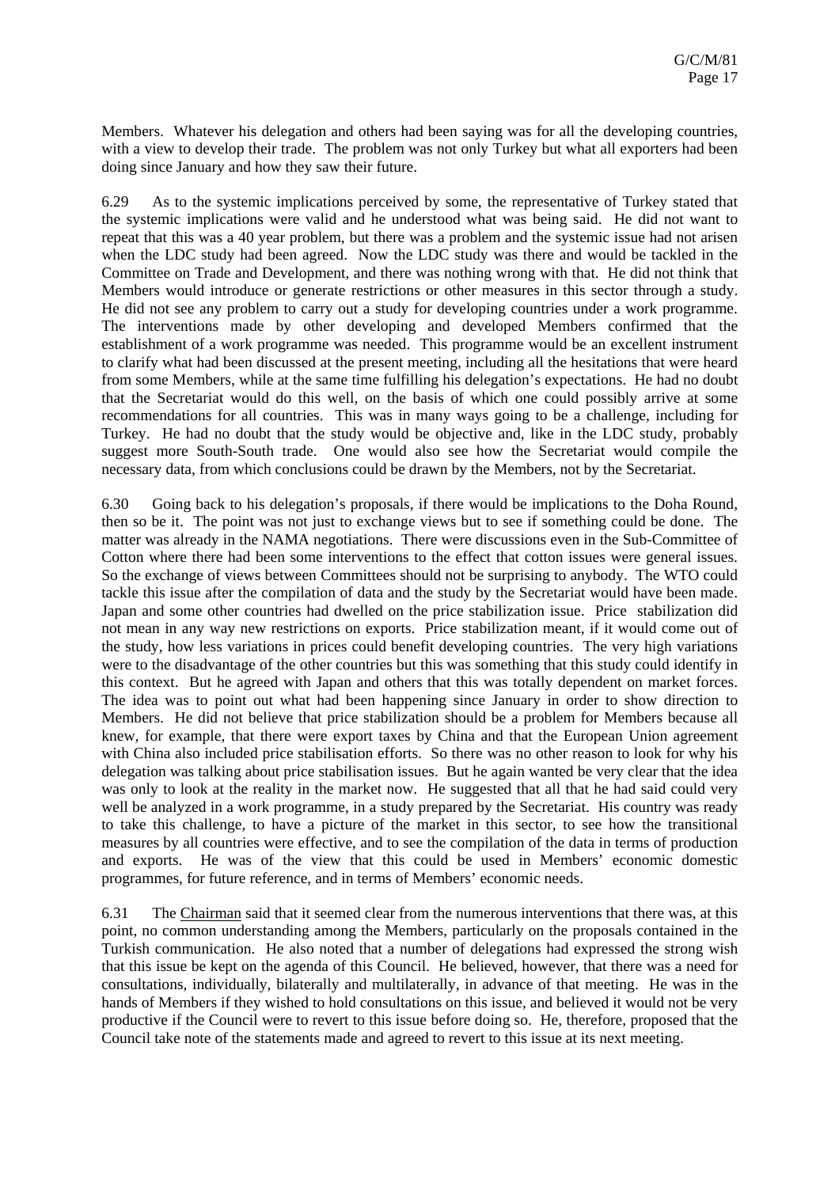Members. Whatever his delegation and others had been saying was for all the developing countries, with a view to develop their trade. The problem was not only Turkey but what all exporters had been doing since January and how they saw their future.

6.29 As to the systemic implications perceived by some, the representative of Turkey stated that the systemic implications were valid and he understood what was being said. He did not want to repeat that this was a 40 year problem, but there was a problem and the systemic issue had not arisen when the LDC study had been agreed. Now the LDC study was there and would be tackled in the Committee on Trade and Development, and there was nothing wrong with that. He did not think that Members would introduce or generate restrictions or other measures in this sector through a study. He did not see any problem to carry out a study for developing countries under a work programme. The interventions made by other developing and developed Members confirmed that the establishment of a work programme was needed. This programme would be an excellent instrument to clarify what had been discussed at the present meeting, including all the hesitations that were heard from some Members, while at the same time fulfilling his delegation's expectations. He had no doubt that the Secretariat would do this well, on the basis of which one could possibly arrive at some recommendations for all countries. This was in many ways going to be a challenge, including for Turkey. He had no doubt that the study would be objective and, like in the LDC study, probably suggest more South-South trade. One would also see how the Secretariat would compile the necessary data, from which conclusions could be drawn by the Members, not by the Secretariat.

6.30 Going back to his delegation's proposals, if there would be implications to the Doha Round, then so be it. The point was not just to exchange views but to see if something could be done. The matter was already in the NAMA negotiations. There were discussions even in the Sub-Committee of Cotton where there had been some interventions to the effect that cotton issues were general issues. So the exchange of views between Committees should not be surprising to anybody. The WTO could tackle this issue after the compilation of data and the study by the Secretariat would have been made. Japan and some other countries had dwelled on the price stabilization issue. Price stabilization did not mean in any way new restrictions on exports. Price stabilization meant, if it would come out of the study, how less variations in prices could benefit developing countries. The very high variations were to the disadvantage of the other countries but this was something that this study could identify in this context. But he agreed with Japan and others that this was totally dependent on market forces. The idea was to point out what had been happening since January in order to show direction to Members. He did not believe that price stabilization should be a problem for Members because all knew, for example, that there were export taxes by China and that the European Union agreement with China also included price stabilisation efforts. So there was no other reason to look for why his delegation was talking about price stabilisation issues. But he again wanted be very clear that the idea was only to look at the reality in the market now. He suggested that all that he had said could very well be analyzed in a work programme, in a study prepared by the Secretariat. His country was ready to take this challenge, to have a picture of the market in this sector, to see how the transitional measures by all countries were effective, and to see the compilation of the data in terms of production and exports. He was of the view that this could be used in Members' economic domestic programmes, for future reference, and in terms of Members' economic needs.

6.31 The Chairman said that it seemed clear from the numerous interventions that there was, at this point, no common understanding among the Members, particularly on the proposals contained in the Turkish communication. He also noted that a number of delegations had expressed the strong wish that this issue be kept on the agenda of this Council. He believed, however, that there was a need for consultations, individually, bilaterally and multilaterally, in advance of that meeting. He was in the hands of Members if they wished to hold consultations on this issue, and believed it would not be very productive if the Council were to revert to this issue before doing so. He, therefore, proposed that the Council take note of the statements made and agreed to revert to this issue at its next meeting.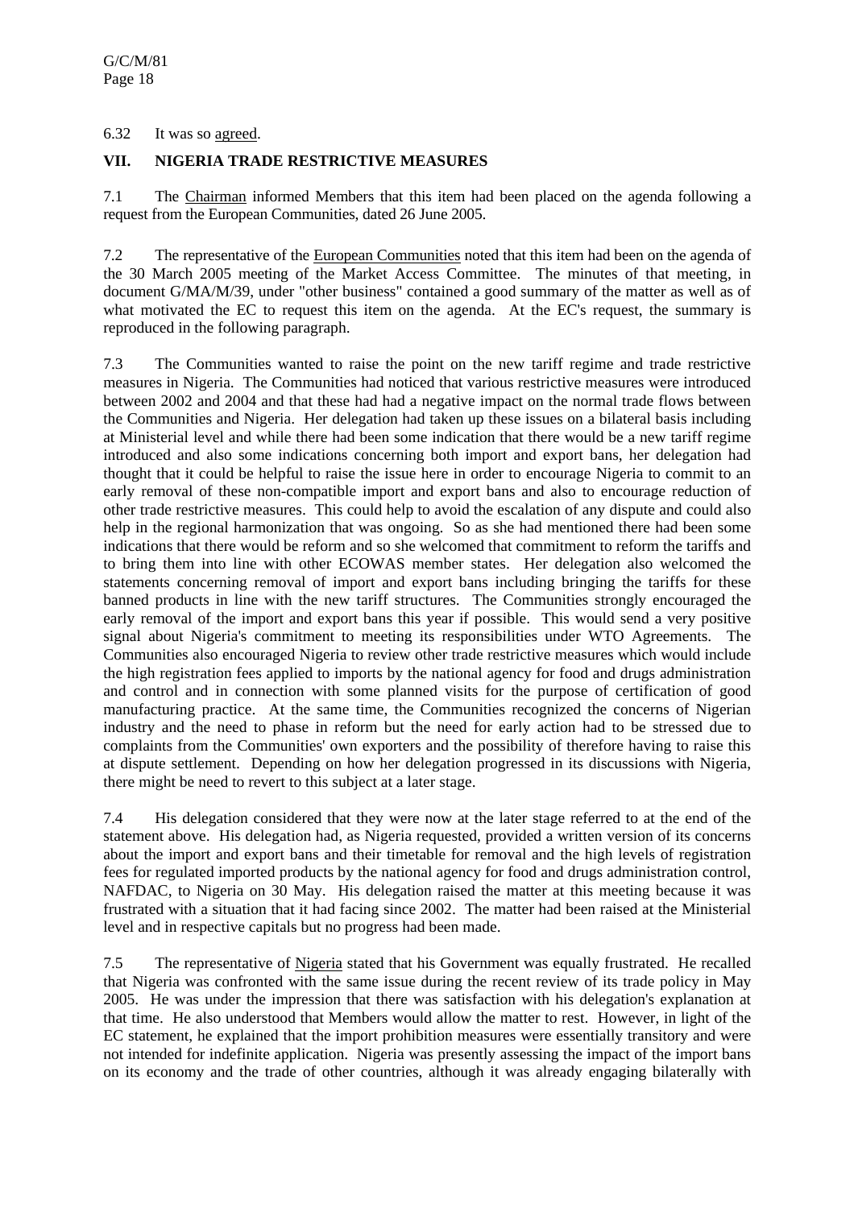6.32 It was so agreed.

## VII. NIGERIA TRADE RESTRICTIVE MEASURES

7.1 The Chairman informed Members that this item had been placed on the agenda following a request from the European Communities, dated 26 June 2005.

7.2 The representative of the European Communities noted that this item had been on the agenda of the 30 March 2005 meeting of the Market Access Committee. The minutes of that meeting, in document G/MA/M/39, under "other business" contained a good summary of the matter as well as of what motivated the EC to request this item on the agenda. At the EC's request, the summary is reproduced in the following paragraph.

7.3 The Communities wanted to raise the point on the new tariff regime and trade restrictive measures in Nigeria. The Communities had noticed that various restrictive measures were introduced between 2002 and 2004 and that these had had a negative impact on the normal trade flows between the Communities and Nigeria. Her delegation had taken up these issues on a bilateral basis including at Ministerial level and while there had been some indication that there would be a new tariff regime introduced and also some indications concerning both import and export bans, her delegation had thought that it could be helpful to raise the issue here in order to encourage Nigeria to commit to an early removal of these non-compatible import and export bans and also to encourage reduction of other trade restrictive measures. This could help to avoid the escalation of any dispute and could also help in the regional harmonization that was ongoing. So as she had mentioned there had been some indications that there would be reform and so she welcomed that commitment to reform the tariffs and to bring them into line with other ECOWAS member states. Her delegation also welcomed the statements concerning removal of import and export bans including bringing the tariffs for these banned products in line with the new tariff structures. The Communities strongly encouraged the early removal of the import and export bans this year if possible. This would send a very positive signal about Nigeria's commitment to meeting its responsibilities under WTO Agreements. The Communities also encouraged Nigeria to review other trade restrictive measures which would include the high registration fees applied to imports by the national agency for food and drugs administration and control and in connection with some planned visits for the purpose of certification of good manufacturing practice. At the same time, the Communities recognized the concerns of Nigerian industry and the need to phase in reform but the need for early action had to be stressed due to complaints from the Communities' own exporters and the possibility of therefore having to raise this at dispute settlement. Depending on how her delegation progressed in its discussions with Nigeria, there might be need to revert to this subject at a later stage.

7.4 His delegation considered that they were now at the later stage referred to at the end of the statement above. His delegation had, as Nigeria requested, provided a written version of its concerns about the import and export bans and their timetable for removal and the high levels of registration fees for regulated imported products by the national agency for food and drugs administration control, NAFDAC, to Nigeria on 30 May. His delegation raised the matter at this meeting because it was frustrated with a situation that it had facing since 2002. The matter had been raised at the Ministerial level and in respective capitals but no progress had been made.

7.5 The representative of Nigeria stated that his Government was equally frustrated. He recalled that Nigeria was confronted with the same issue during the recent review of its trade policy in May 2005. He was under the impression that there was satisfaction with his delegation's explanation at that time. He also understood that Members would allow the matter to rest. However, in light of the EC statement, he explained that the import prohibition measures were essentially transitory and were not intended for indefinite application. Nigeria was presently assessing the impact of the import bans on its economy and the trade of other countries, although it was already engaging bilaterally with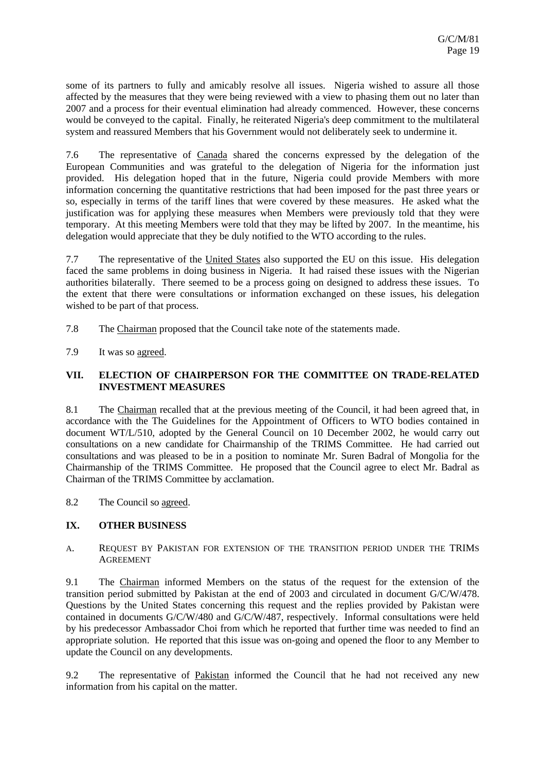some of its partners to fully and amicably resolve all issues. Nigeria wished to assure all those affected by the measures that they were being reviewed with a view to phasing them out no later than 2007 and a process for their eventual elimination had already commenced. However, these concerns would be conveyed to the capital. Finally, he reiterated Nigeria's deep commitment to the multilateral system and reassured Members that his Government would not deliberately seek to undermine it.

7.6 The representative of Canada shared the concerns expressed by the delegation of the European Communities and was grateful to the delegation of Nigeria for the information just provided. His delegation hoped that in the future, Nigeria could provide Members with more information concerning the quantitative restrictions that had been imposed for the past three years or so, especially in terms of the tariff lines that were covered by these measures. He asked what the justification was for applying these measures when Members were previously told that they were temporary. At this meeting Members were told that they may be lifted by 2007. In the meantime, his delegation would appreciate that they be duly notified to the WTO according to the rules.

7.7 The representative of the United States also supported the EU on this issue. His delegation faced the same problems in doing business in Nigeria. It had raised these issues with the Nigerian authorities bilaterally. There seemed to be a process going on designed to address these issues. To the extent that there were consultations or information exchanged on these issues, his delegation wished to be part of that process.

7.8 The Chairman proposed that the Council take note of the statements made.

7.9 It was so agreed.

## VII. ELECTION OF CHAIRPERSON FOR THE COMMITTEE ON TRADE-RELATED INVESTMENT MEASURES

8.1 The Chairman recalled that at the previous meeting of the Council, it had been agreed that, in accordance with the The Guidelines for the Appointment of Officers to WTO bodies contained in document WT/L/510, adopted by the General Council on 10 December 2002, he would carry out consultations on a new candidate for Chairmanship of the TRIMS Committee. He had carried out consultations and was pleased to be in a position to nominate Mr. Suren Badral of Mongolia for the Chairmanship of the TRIMS Committee. He proposed that the Council agree to elect Mr. Badral as Chairman of the TRIMS Committee by acclamation.

8.2 The Council so agreed.

## IX. OTHER BUSINESS

### A. REQUEST BY PAKISTAN FOR EXTENSION OF THE TRANSITION PERIOD UNDER THE TRIMS AGREEMENT

9.1 The Chairman informed Members on the status of the request for the extension of the transition period submitted by Pakistan at the end of 2003 and circulated in document G/C/W/478. Questions by the United States concerning this request and the replies provided by Pakistan were contained in documents G/C/W/480 and G/C/W/487, respectively. Informal consultations were held by his predecessor Ambassador Choi from which he reported that further time was needed to find an appropriate solution. He reported that this issue was on-going and opened the floor to any Member to update the Council on any developments.

9.2 The representative of Pakistan informed the Council that he had not received any new information from his capital on the matter.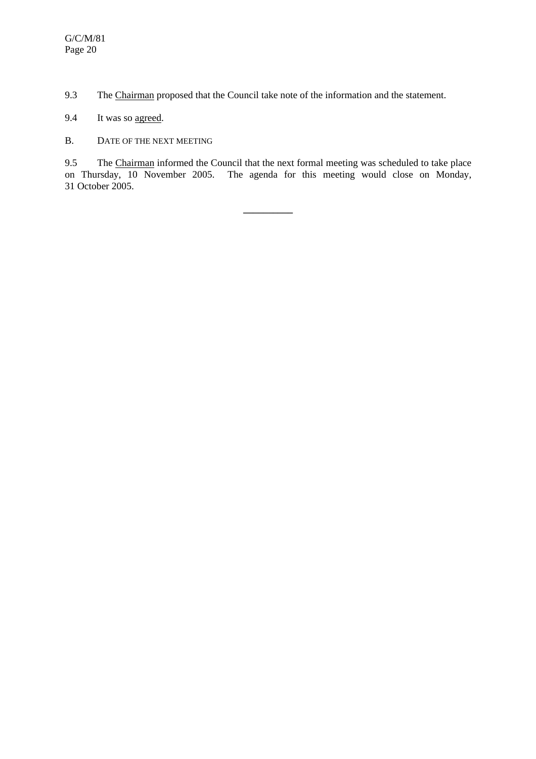9.3 The Chairman proposed that the Council take note of the information and the statement.

9.4 It was so agreed.

## B. DATE OF THE NEXT MEETING

9.5 The Chairman informed the Council that the next formal meeting was scheduled to take place on Thursday, 10 November 2005. The agenda for this meeting would close on Monday, 31 October 2005.

---